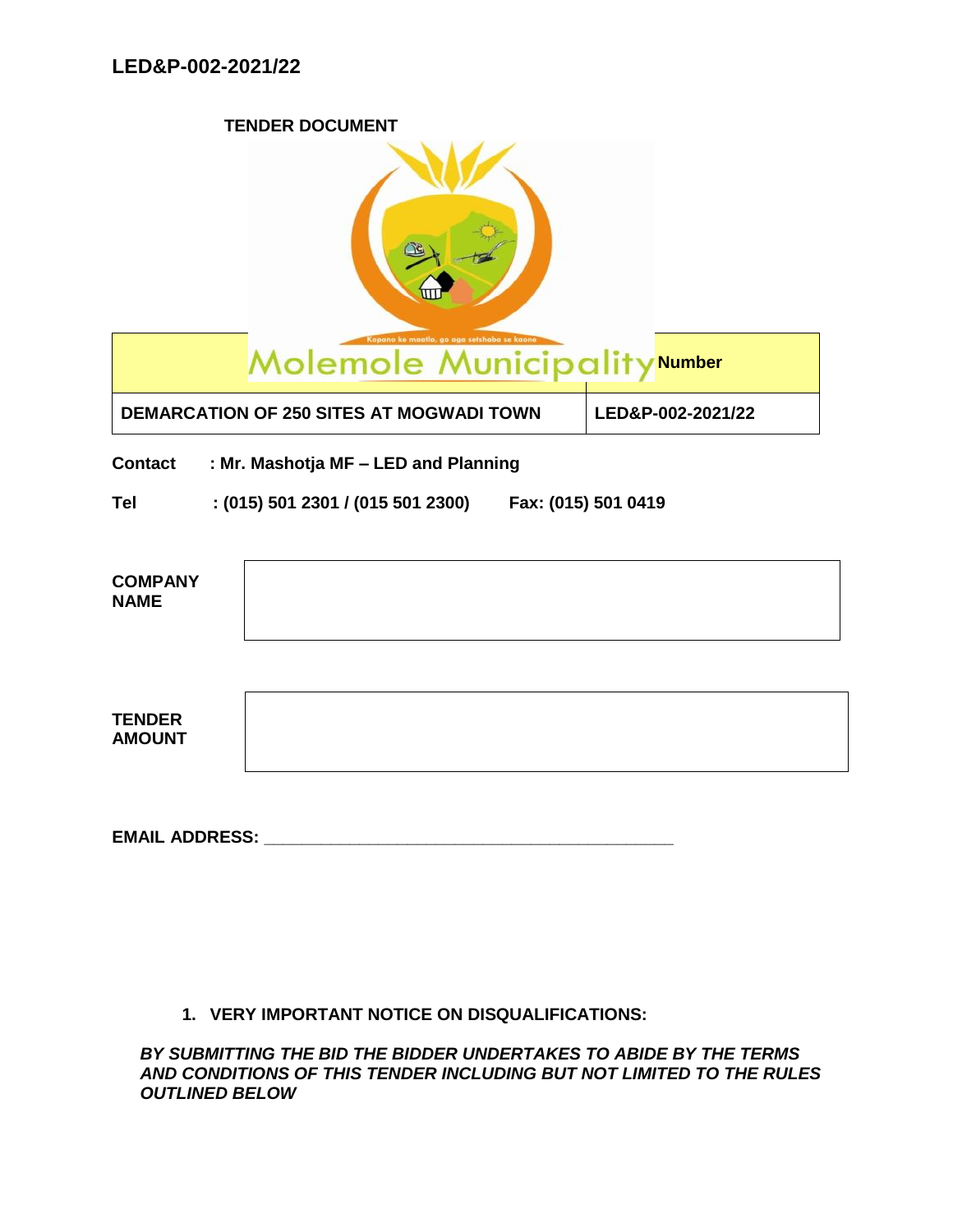# LED&P-002-2021/22

**TENDER DOCUMENT**

Molemole Municipality

Kopano ke maatla, go aga setshaba se kaone

| | Number |
|---|---|
| **DEMARCATION OF 250 SITES AT MOGWADI TOWN** | **LED&P-002-2021/22** |

**Contact : Mr. Mashotja MF – LED and Planning**

**Tel : (015) 501 2301 / (015 501 2300) Fax: (015) 501 0419**

| **COMPANY NAME** | |
|---|---|

| **TENDER AMOUNT** | |
|---|---|

**EMAIL ADDRESS: _______________________________________________**

**1. VERY IMPORTANT NOTICE ON DISQUALIFICATIONS:**

***BY SUBMITTING THE BID THE BIDDER UNDERTAKES TO ABIDE BY THE TERMS AND CONDITIONS OF THIS TENDER INCLUDING BUT NOT LIMITED TO THE RULES OUTLINED BELOW***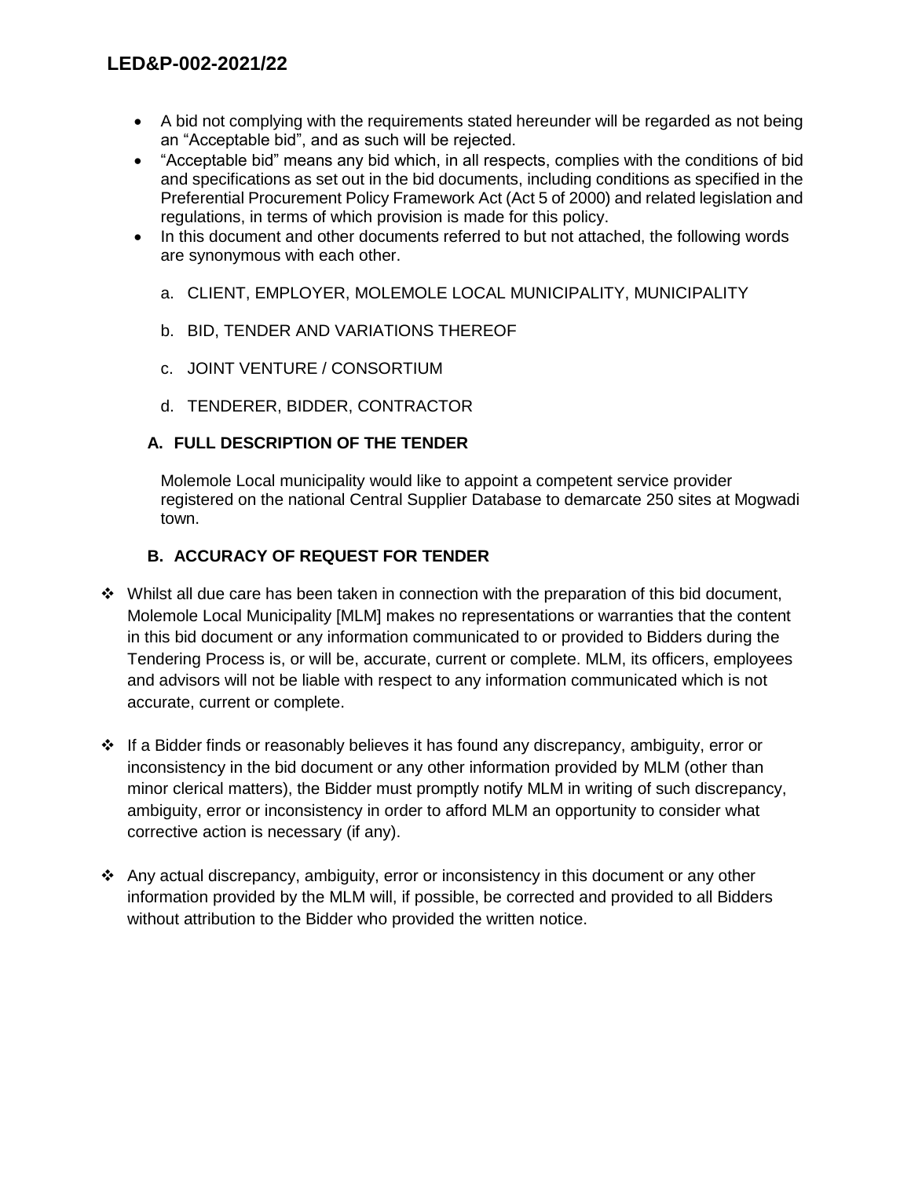- A bid not complying with the requirements stated hereunder will be regarded as not being an "Acceptable bid", and as such will be rejected.
- "Acceptable bid" means any bid which, in all respects, complies with the conditions of bid and specifications as set out in the bid documents, including conditions as specified in the Preferential Procurement Policy Framework Act (Act 5 of 2000) and related legislation and regulations, in terms of which provision is made for this policy.
- In this document and other documents referred to but not attached, the following words are synonymous with each other.

  a. CLIENT, EMPLOYER, MOLEMOLE LOCAL MUNICIPALITY, MUNICIPALITY

  b. BID, TENDER AND VARIATIONS THEREOF

  c. JOINT VENTURE / CONSORTIUM

  d. TENDERER, BIDDER, CONTRACTOR

### A. FULL DESCRIPTION OF THE TENDER

Molemole Local municipality would like to appoint a competent service provider registered on the national Central Supplier Database to demarcate 250 sites at Mogwadi town.

### B. ACCURACY OF REQUEST FOR TENDER

- Whilst all due care has been taken in connection with the preparation of this bid document, Molemole Local Municipality [MLM] makes no representations or warranties that the content in this bid document or any information communicated to or provided to Bidders during the Tendering Process is, or will be, accurate, current or complete. MLM, its officers, employees and advisors will not be liable with respect to any information communicated which is not accurate, current or complete.

- If a Bidder finds or reasonably believes it has found any discrepancy, ambiguity, error or inconsistency in the bid document or any other information provided by MLM (other than minor clerical matters), the Bidder must promptly notify MLM in writing of such discrepancy, ambiguity, error or inconsistency in order to afford MLM an opportunity to consider what corrective action is necessary (if any).

- Any actual discrepancy, ambiguity, error or inconsistency in this document or any other information provided by the MLM will, if possible, be corrected and provided to all Bidders without attribution to the Bidder who provided the written notice.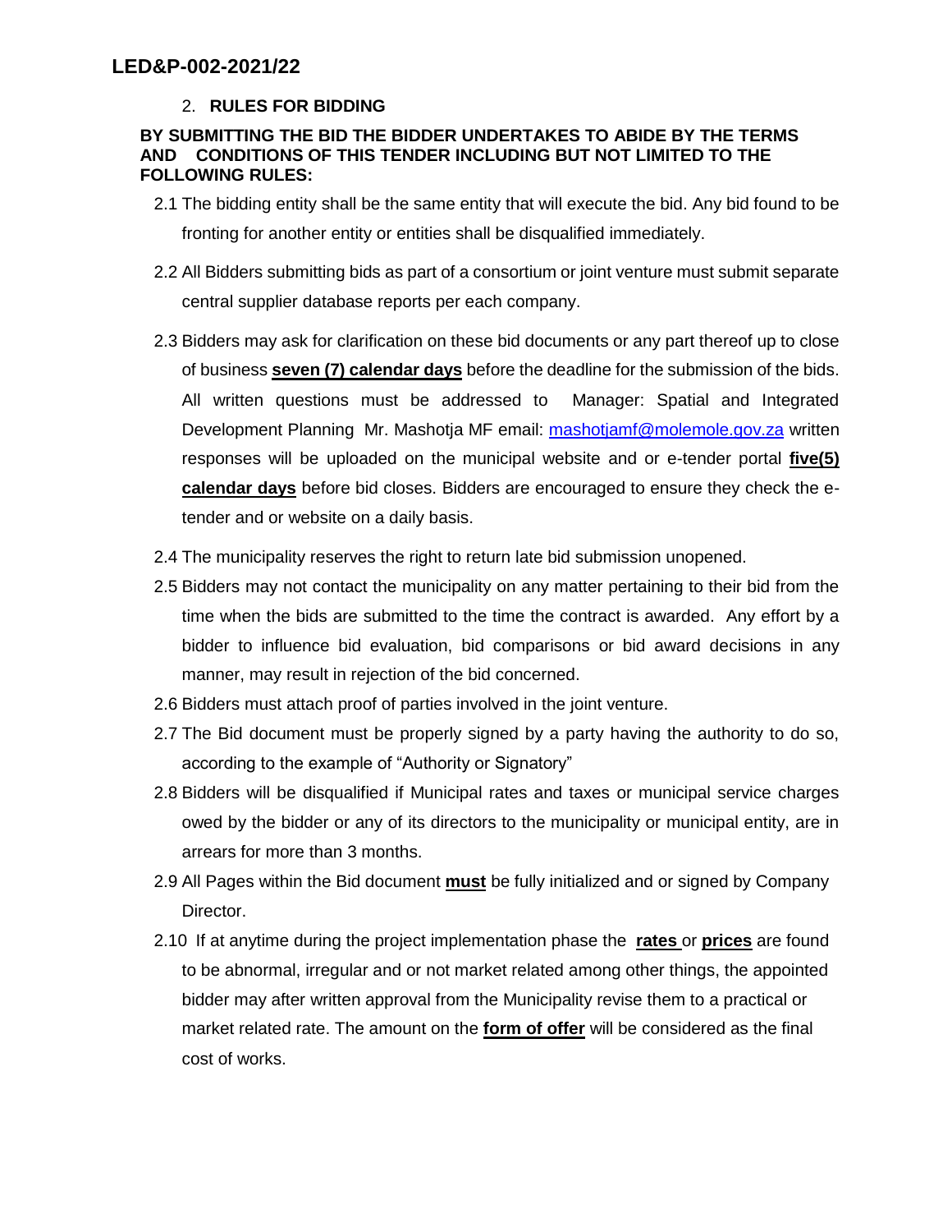## 2. RULES FOR BIDDING

**BY SUBMITTING THE BID THE BIDDER UNDERTAKES TO ABIDE BY THE TERMS AND CONDITIONS OF THIS TENDER INCLUDING BUT NOT LIMITED TO THE FOLLOWING RULES:**

2.1 The bidding entity shall be the same entity that will execute the bid. Any bid found to be fronting for another entity or entities shall be disqualified immediately.

2.2 All Bidders submitting bids as part of a consortium or joint venture must submit separate central supplier database reports per each company.

2.3 Bidders may ask for clarification on these bid documents or any part thereof up to close of business **seven (7) calendar days** before the deadline for the submission of the bids. All written questions must be addressed to Manager: Spatial and Integrated Development Planning Mr. Mashotja MF email: mashotjamf@molemole.gov.za written responses will be uploaded on the municipal website and or e-tender portal **five(5) calendar days** before bid closes. Bidders are encouraged to ensure they check the e-tender and or website on a daily basis.

2.4 The municipality reserves the right to return late bid submission unopened.

2.5 Bidders may not contact the municipality on any matter pertaining to their bid from the time when the bids are submitted to the time the contract is awarded. Any effort by a bidder to influence bid evaluation, bid comparisons or bid award decisions in any manner, may result in rejection of the bid concerned.

2.6 Bidders must attach proof of parties involved in the joint venture.

2.7 The Bid document must be properly signed by a party having the authority to do so, according to the example of "Authority or Signatory"

2.8 Bidders will be disqualified if Municipal rates and taxes or municipal service charges owed by the bidder or any of its directors to the municipality or municipal entity, are in arrears for more than 3 months.

2.9 All Pages within the Bid document **must** be fully initialized and or signed by Company Director.

2.10 If at anytime during the project implementation phase the **rates** or **prices** are found to be abnormal, irregular and or not market related among other things, the appointed bidder may after written approval from the Municipality revise them to a practical or market related rate. The amount on the **form of offer** will be considered as the final cost of works.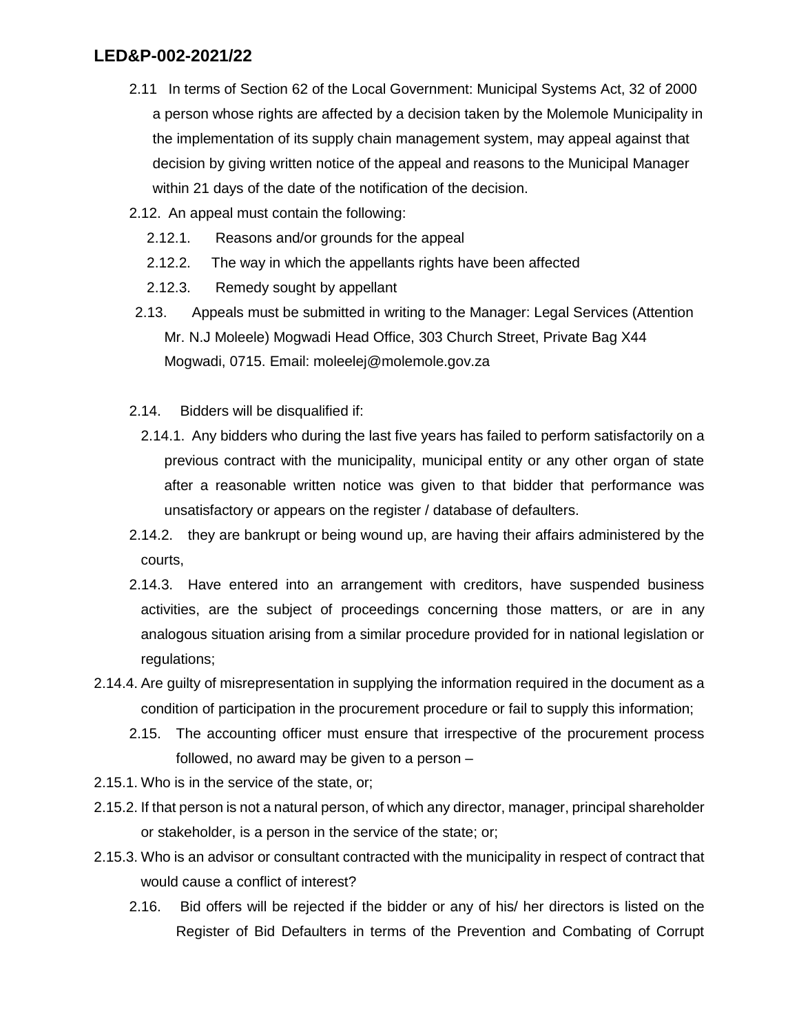2.11 In terms of Section 62 of the Local Government: Municipal Systems Act, 32 of 2000 a person whose rights are affected by a decision taken by the Molemole Municipality in the implementation of its supply chain management system, may appeal against that decision by giving written notice of the appeal and reasons to the Municipal Manager within 21 days of the date of the notification of the decision.

2.12. An appeal must contain the following:

2.12.1. Reasons and/or grounds for the appeal

2.12.2. The way in which the appellants rights have been affected

2.12.3. Remedy sought by appellant

2.13. Appeals must be submitted in writing to the Manager: Legal Services (Attention Mr. N.J Moleele) Mogwadi Head Office, 303 Church Street, Private Bag X44 Mogwadi, 0715. Email: moleelej@molemole.gov.za

2.14. Bidders will be disqualified if:

2.14.1. Any bidders who during the last five years has failed to perform satisfactorily on a previous contract with the municipality, municipal entity or any other organ of state after a reasonable written notice was given to that bidder that performance was unsatisfactory or appears on the register / database of defaulters.

2.14.2. they are bankrupt or being wound up, are having their affairs administered by the courts,

2.14.3. Have entered into an arrangement with creditors, have suspended business activities, are the subject of proceedings concerning those matters, or are in any analogous situation arising from a similar procedure provided for in national legislation or regulations;

2.14.4. Are guilty of misrepresentation in supplying the information required in the document as a condition of participation in the procurement procedure or fail to supply this information;

2.15. The accounting officer must ensure that irrespective of the procurement process followed, no award may be given to a person –

2.15.1. Who is in the service of the state, or;

2.15.2. If that person is not a natural person, of which any director, manager, principal shareholder or stakeholder, is a person in the service of the state; or;

2.15.3. Who is an advisor or consultant contracted with the municipality in respect of contract that would cause a conflict of interest?

2.16. Bid offers will be rejected if the bidder or any of his/ her directors is listed on the Register of Bid Defaulters in terms of the Prevention and Combating of Corrupt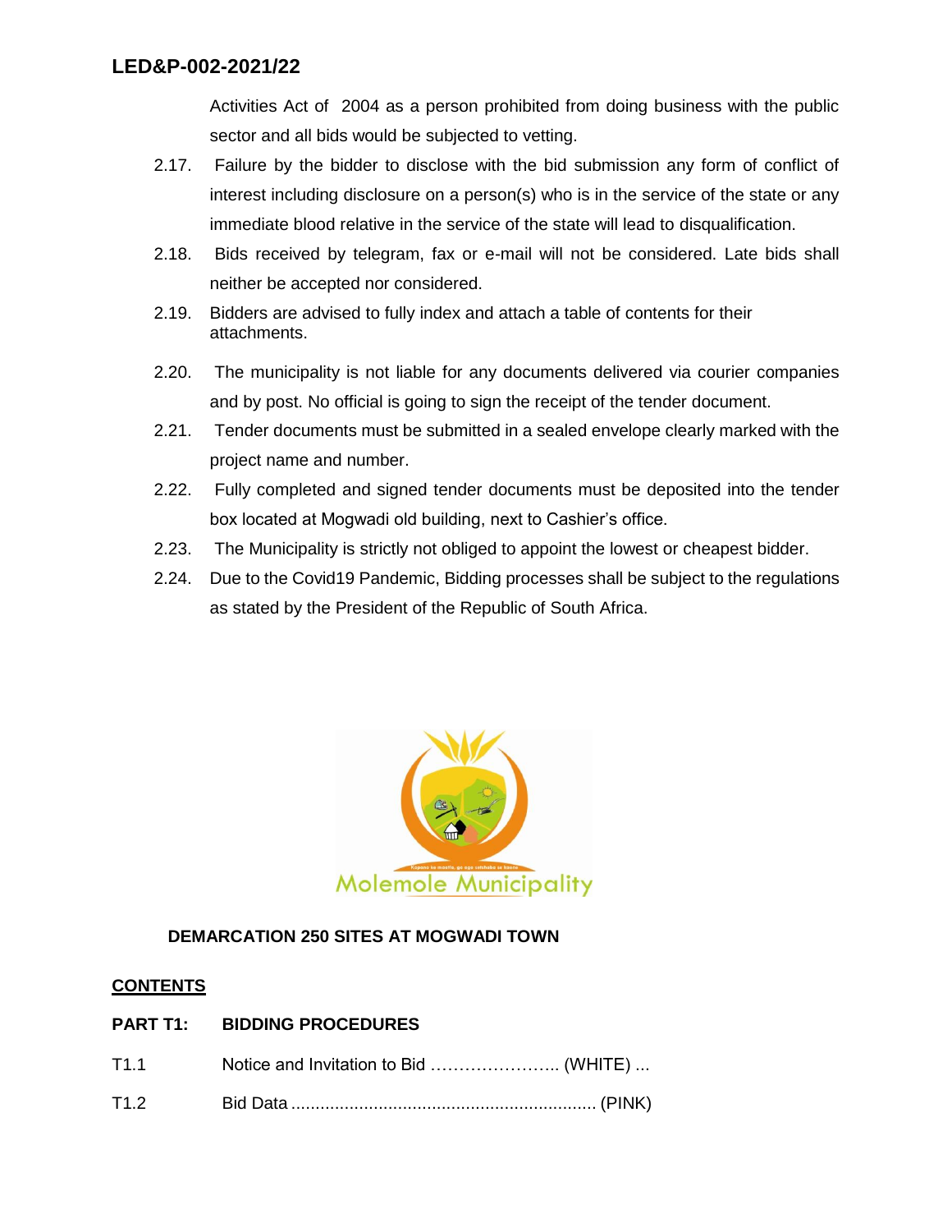Activities Act of 2004 as a person prohibited from doing business with the public sector and all bids would be subjected to vetting.

2.17. Failure by the bidder to disclose with the bid submission any form of conflict of interest including disclosure on a person(s) who is in the service of the state or any immediate blood relative in the service of the state will lead to disqualification.

2.18. Bids received by telegram, fax or e-mail will not be considered. Late bids shall neither be accepted nor considered.

2.19. Bidders are advised to fully index and attach a table of contents for their attachments.

2.20. The municipality is not liable for any documents delivered via courier companies and by post. No official is going to sign the receipt of the tender document.

2.21. Tender documents must be submitted in a sealed envelope clearly marked with the project name and number.

2.22. Fully completed and signed tender documents must be deposited into the tender box located at Mogwadi old building, next to Cashier's office.

2.23. The Municipality is strictly not obliged to appoint the lowest or cheapest bidder.

2.24. Due to the Covid19 Pandemic, Bidding processes shall be subject to the regulations as stated by the President of the Republic of South Africa.

Molemole Municipality

**DEMARCATION 250 SITES AT MOGWADI TOWN**

**CONTENTS**

**PART T1: BIDDING PROCEDURES**

T1.1 Notice and Invitation to Bid ………………….. (WHITE) ...

T1.2 Bid Data ................................................................ (PINK)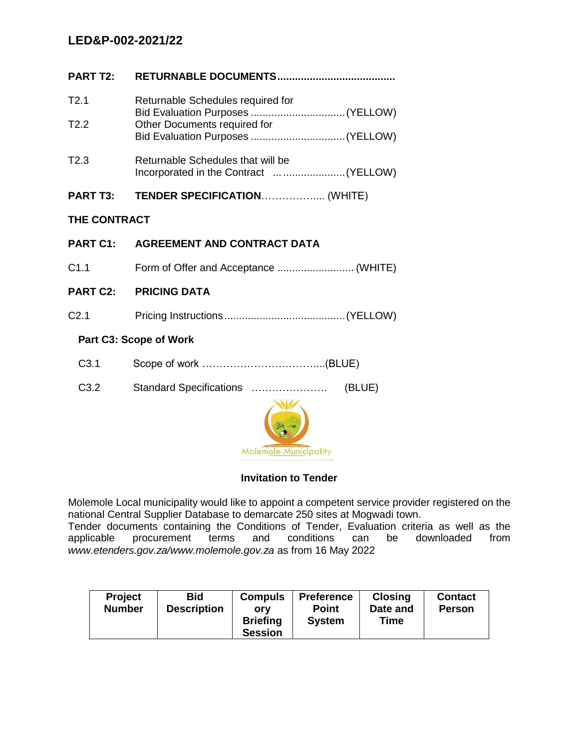LED&P-002-2021/22

**PART T2: RETURNABLE DOCUMENTS.......................................**

T2.1 Returnable Schedules required for Bid Evaluation Purposes ................................(YELLOW)

T2.2 Other Documents required for Bid Evaluation Purposes ................................(YELLOW)

T2.3 Returnable Schedules that will be Incorporated in the Contract ... ....................(YELLOW)

**PART T3: TENDER SPECIFICATION**.................. (WHITE)

**THE CONTRACT**

**PART C1: AGREEMENT AND CONTRACT DATA**

C1.1 Form of Offer and Acceptance .......................... (WHITE)

**PART C2: PRICING DATA**

C2.1 Pricing Instructions.........................................(YELLOW)

**Part C3: Scope of Work**

C3.1 Scope of work ……………………………...(BLUE)

C3.2 Standard Specifications …………………. (BLUE)

Molemole Municipality

**Invitation to Tender**

Molemole Local municipality would like to appoint a competent service provider registered on the national Central Supplier Database to demarcate 250 sites at Mogwadi town.
Tender documents containing the Conditions of Tender, Evaluation criteria as well as the applicable procurement terms and conditions can be downloaded from *www.etenders.gov.za/www.molemole.gov.za* as from 16 May 2022

| Project Number | Bid Description | Compulsory Briefing Session | Preference Point System | Closing Date and Time | Contact Person |
|---|---|---|---|---|---|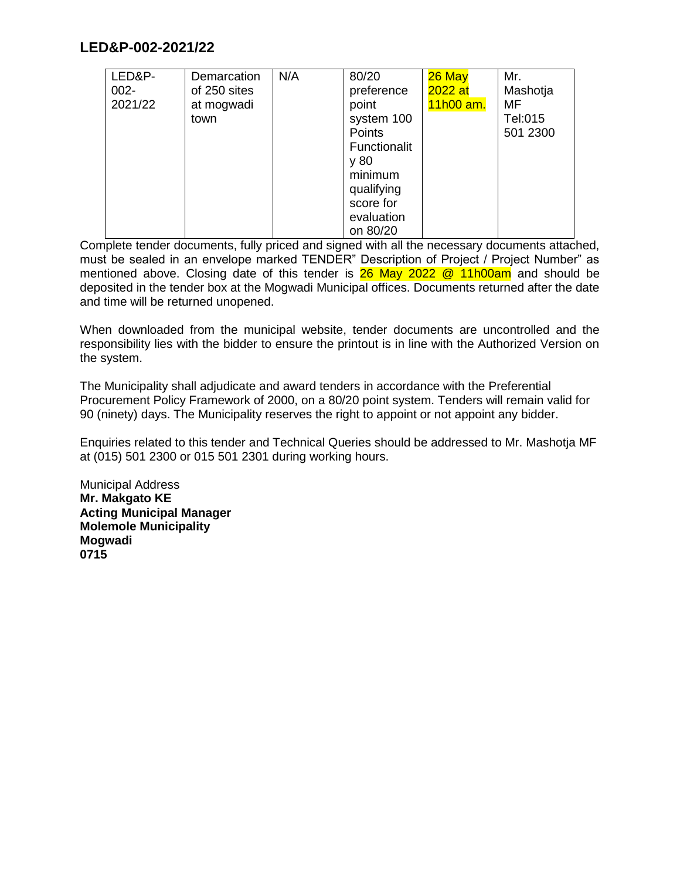## LED&P-002-2021/22

| | | | | | |
|---|---|---|---|---|---|
| LED&P-002-2021/22 | Demarcation of 250 sites at mogwadi town | N/A | 80/20 preference point system 100 Points Functionality 80 minimum qualifying score for evaluation on 80/20 | 26 May 2022 at 11h00 am. | Mr. Mashotja MF Tel:015 501 2300 |

Complete tender documents, fully priced and signed with all the necessary documents attached, must be sealed in an envelope marked TENDER" Description of Project / Project Number" as mentioned above. Closing date of this tender is 26 May 2022 @ 11h00am and should be deposited in the tender box at the Mogwadi Municipal offices. Documents returned after the date and time will be returned unopened.

When downloaded from the municipal website, tender documents are uncontrolled and the responsibility lies with the bidder to ensure the printout is in line with the Authorized Version on the system.

The Municipality shall adjudicate and award tenders in accordance with the Preferential Procurement Policy Framework of 2000, on a 80/20 point system. Tenders will remain valid for 90 (ninety) days. The Municipality reserves the right to appoint or not appoint any bidder.

Enquiries related to this tender and Technical Queries should be addressed to Mr. Mashotja MF at (015) 501 2300 or 015 501 2301 during working hours.

Municipal Address
**Mr. Makgato KE**
**Acting Municipal Manager**
**Molemole Municipality**
**Mogwadi**
**0715**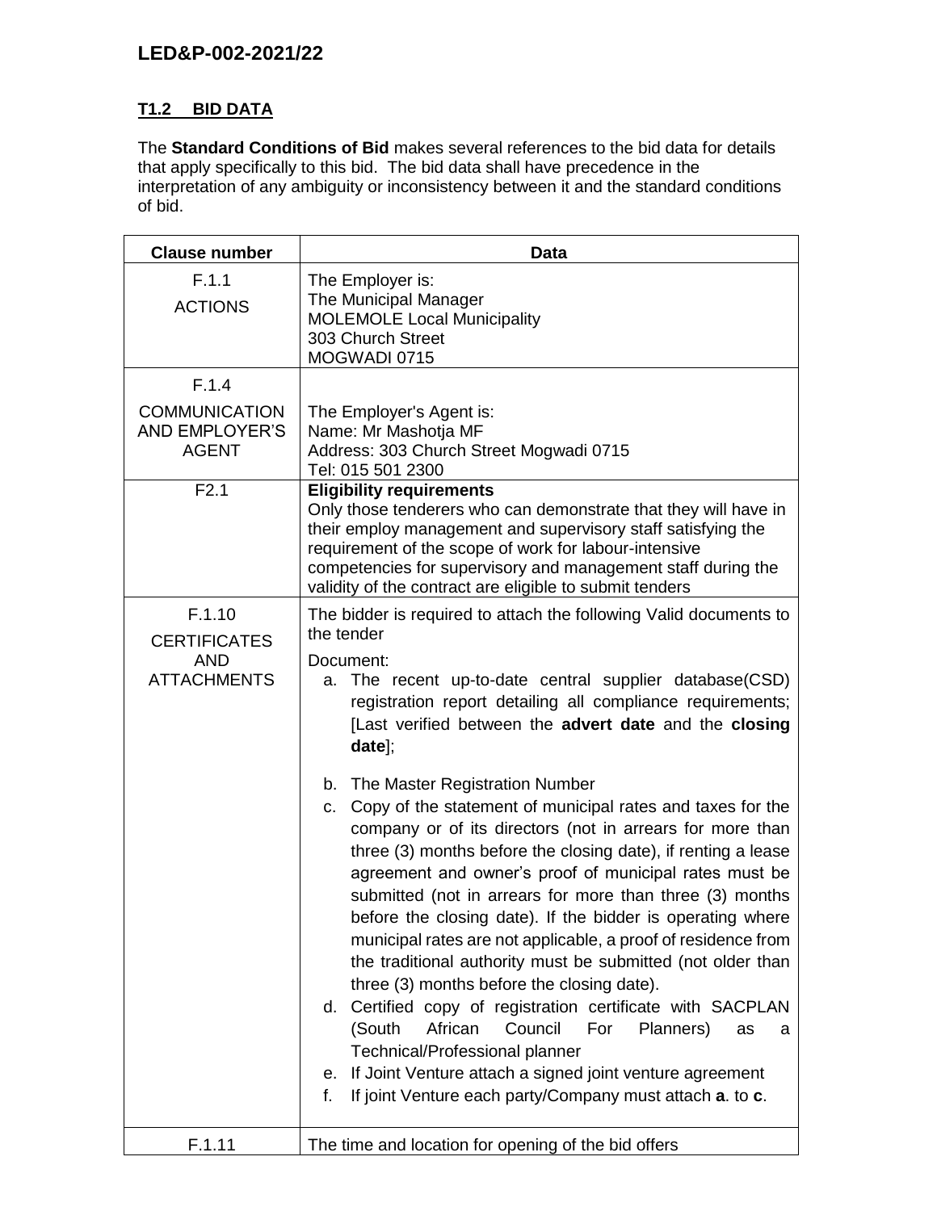## T1.2 BID DATA

The **Standard Conditions of Bid** makes several references to the bid data for details that apply specifically to this bid. The bid data shall have precedence in the interpretation of any ambiguity or inconsistency between it and the standard conditions of bid.

| Clause number | Data |
|---|---|
| F.1.1<br>ACTIONS | The Employer is:<br>The Municipal Manager<br>MOLEMOLE Local Municipality<br>303 Church Street<br>MOGWADI 0715 |
| F.1.4<br>COMMUNICATION AND EMPLOYER'S AGENT | The Employer's Agent is:<br>Name: Mr Mashotja MF<br>Address: 303 Church Street Mogwadi 0715<br>Tel: 015 501 2300 |
| F2.1 | **Eligibility requirements**<br>Only those tenderers who can demonstrate that they will have in their employ management and supervisory staff satisfying the requirement of the scope of work for labour-intensive competencies for supervisory and management staff during the validity of the contract are eligible to submit tenders |
| F.1.10<br>CERTIFICATES AND ATTACHMENTS | The bidder is required to attach the following Valid documents to the tender<br>Document:<br>a. The recent up-to-date central supplier database(CSD) registration report detailing all compliance requirements; [Last verified between the **advert date** and the **closing date**];<br>b. The Master Registration Number<br>c. Copy of the statement of municipal rates and taxes for the company or of its directors (not in arrears for more than three (3) months before the closing date), if renting a lease agreement and owner's proof of municipal rates must be submitted (not in arrears for more than three (3) months before the closing date). If the bidder is operating where municipal rates are not applicable, a proof of residence from the traditional authority must be submitted (not older than three (3) months before the closing date).<br>d. Certified copy of registration certificate with SACPLAN (South African Council For Planners) as a Technical/Professional planner<br>e. If Joint Venture attach a signed joint venture agreement<br>f. If joint Venture each party/Company must attach **a**. to **c**. |
| F.1.11 | The time and location for opening of the bid offers |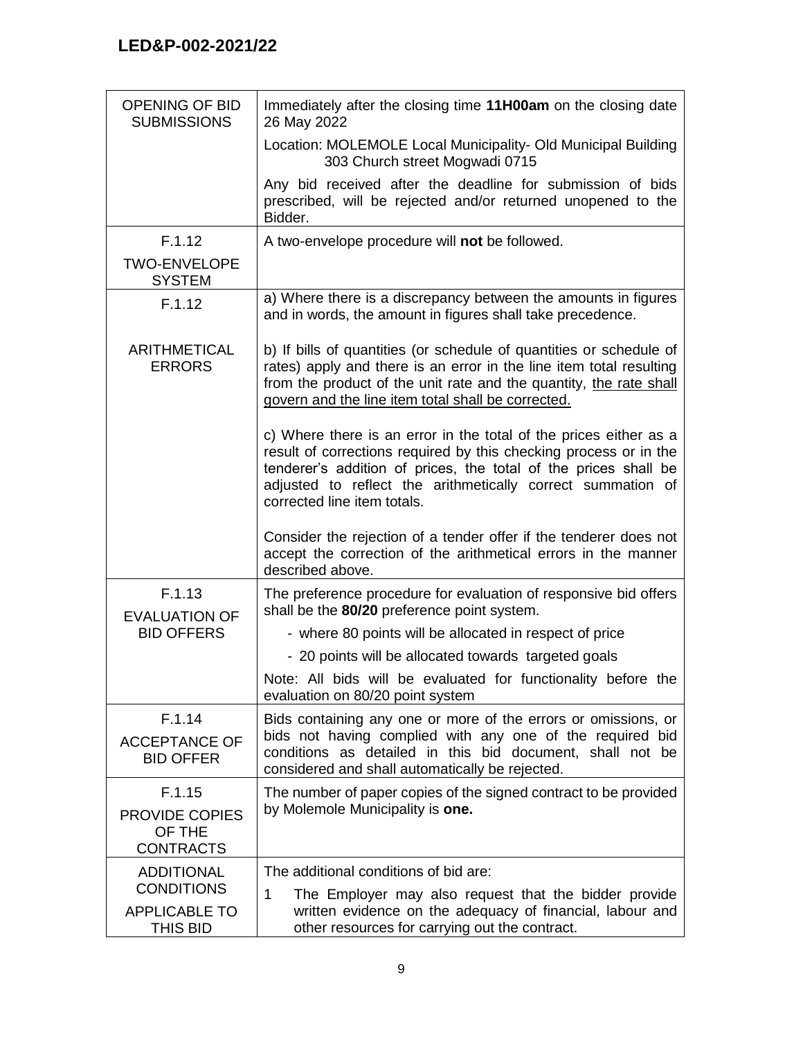| | |
|---|---|
| OPENING OF BID SUBMISSIONS | Immediately after the closing time **11H00am** on the closing date 26 May 2022<br><br>Location: MOLEMOLE Local Municipality- Old Municipal Building 303 Church street Mogwadi 0715<br><br>Any bid received after the deadline for submission of bids prescribed, will be rejected and/or returned unopened to the Bidder. |
| F.1.12<br><br>TWO-ENVELOPE SYSTEM | A two-envelope procedure will **not** be followed. |
| F.1.12<br><br>ARITHMETICAL ERRORS | a) Where there is a discrepancy between the amounts in figures and in words, the amount in figures shall take precedence.<br><br>b) If bills of quantities (or schedule of quantities or schedule of rates) apply and there is an error in the line item total resulting from the product of the unit rate and the quantity, <u>the rate shall govern and the line item total shall be corrected.</u><br><br>c) Where there is an error in the total of the prices either as a result of corrections required by this checking process or in the tenderer's addition of prices, the total of the prices shall be adjusted to reflect the arithmetically correct summation of corrected line item totals.<br><br>Consider the rejection of a tender offer if the tenderer does not accept the correction of the arithmetical errors in the manner described above. |
| F.1.13<br><br>EVALUATION OF BID OFFERS | The preference procedure for evaluation of responsive bid offers shall be the **80/20** preference point system.<br><br>- where 80 points will be allocated in respect of price<br>- 20 points will be allocated towards targeted goals<br><br>Note: All bids will be evaluated for functionality before the evaluation on 80/20 point system |
| F.1.14<br><br>ACCEPTANCE OF BID OFFER | Bids containing any one or more of the errors or omissions, or bids not having complied with any one of the required bid conditions as detailed in this bid document, shall not be considered and shall automatically be rejected. |
| F.1.15<br><br>PROVIDE COPIES OF THE CONTRACTS | The number of paper copies of the signed contract to be provided by Molemole Municipality is **one.** |
| ADDITIONAL CONDITIONS<br><br>APPLICABLE TO THIS BID | The additional conditions of bid are:<br><br>1 The Employer may also request that the bidder provide written evidence on the adequacy of financial, labour and other resources for carrying out the contract. |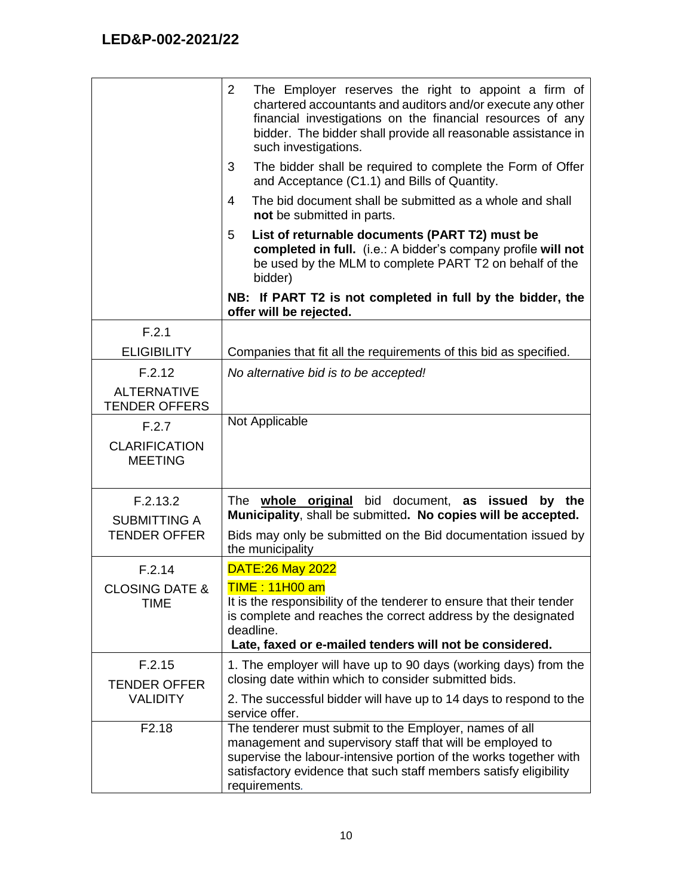| | |
|---|---|
| | 2 The Employer reserves the right to appoint a firm of chartered accountants and auditors and/or execute any other financial investigations on the financial resources of any bidder. The bidder shall provide all reasonable assistance in such investigations.<br>3 The bidder shall be required to complete the Form of Offer and Acceptance (C1.1) and Bills of Quantity.<br>4 The bid document shall be submitted as a whole and shall **not** be submitted in parts.<br>5 **List of returnable documents (PART T2) must be completed in full.** (i.e.: A bidder's company profile **will not** be used by the MLM to complete PART T2 on behalf of the bidder)<br>**NB: If PART T2 is not completed in full by the bidder, the offer will be rejected.** |
| F.2.1<br>ELIGIBILITY | Companies that fit all the requirements of this bid as specified. |
| F.2.12<br>ALTERNATIVE TENDER OFFERS | *No alternative bid is to be accepted!* |
| F.2.7<br>CLARIFICATION MEETING | Not Applicable |
| F.2.13.2<br>SUBMITTING A TENDER OFFER | The **whole original** bid document, **as issued by the Municipality**, shall be submitted**. No copies will be accepted.**<br>Bids may only be submitted on the Bid documentation issued by the municipality |
| F.2.14<br>CLOSING DATE & TIME | DATE:26 May 2022<br>TIME : 11H00 am<br>It is the responsibility of the tenderer to ensure that their tender is complete and reaches the correct address by the designated deadline.<br>**Late, faxed or e-mailed tenders will not be considered.** |
| F.2.15<br>TENDER OFFER VALIDITY | 1. The employer will have up to 90 days (working days) from the closing date within which to consider submitted bids.<br>2. The successful bidder will have up to 14 days to respond to the service offer. |
| F2.18 | The tenderer must submit to the Employer, names of all management and supervisory staff that will be employed to supervise the labour-intensive portion of the works together with satisfactory evidence that such staff members satisfy eligibility requirements. |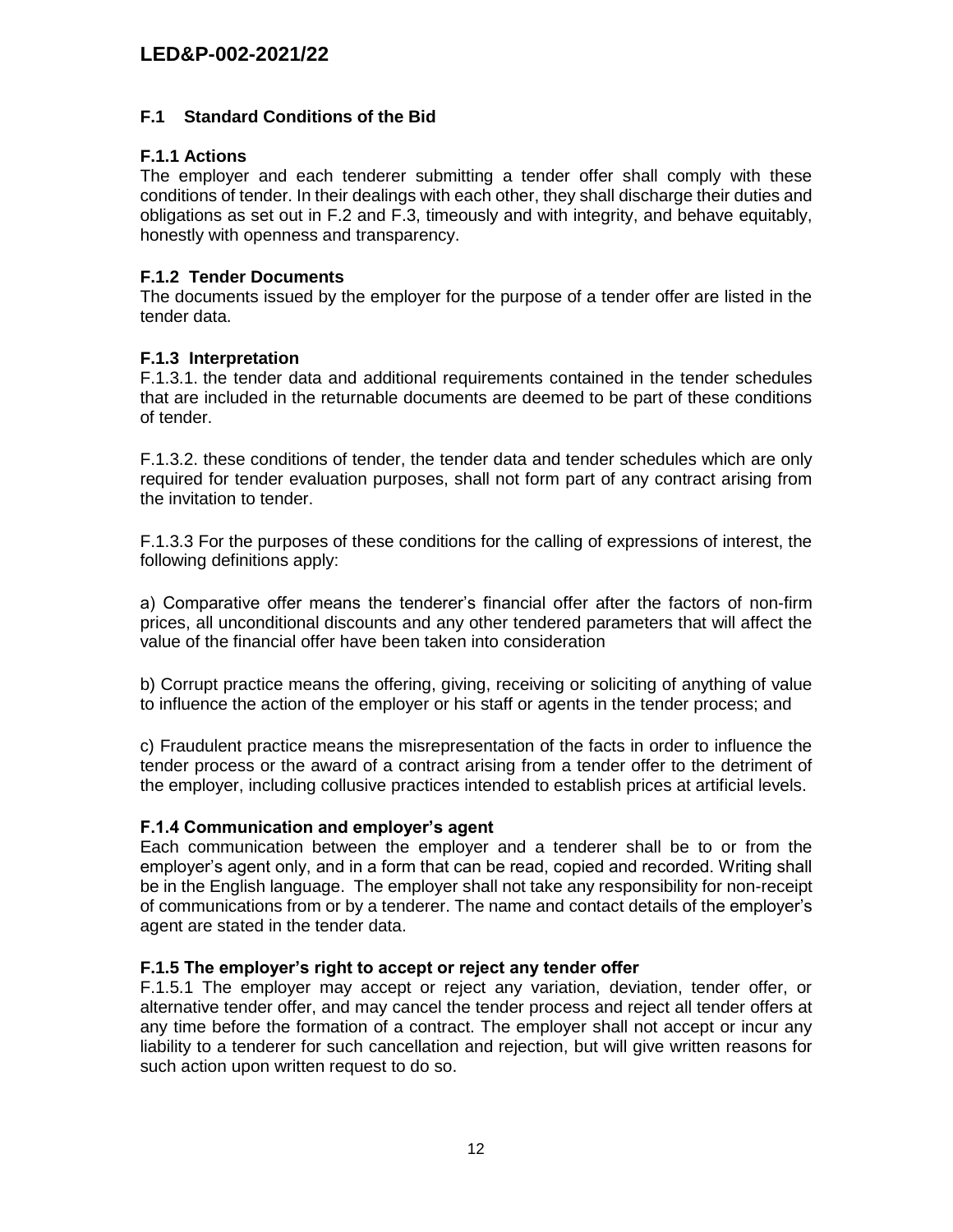## F.1 Standard Conditions of the Bid

### F.1.1 Actions

The employer and each tenderer submitting a tender offer shall comply with these conditions of tender. In their dealings with each other, they shall discharge their duties and obligations as set out in F.2 and F.3, timeously and with integrity, and behave equitably, honestly with openness and transparency.

### F.1.2 Tender Documents

The documents issued by the employer for the purpose of a tender offer are listed in the tender data.

### F.1.3 Interpretation

F.1.3.1. the tender data and additional requirements contained in the tender schedules that are included in the returnable documents are deemed to be part of these conditions of tender.

F.1.3.2. these conditions of tender, the tender data and tender schedules which are only required for tender evaluation purposes, shall not form part of any contract arising from the invitation to tender.

F.1.3.3 For the purposes of these conditions for the calling of expressions of interest, the following definitions apply:

a) Comparative offer means the tenderer's financial offer after the factors of non-firm prices, all unconditional discounts and any other tendered parameters that will affect the value of the financial offer have been taken into consideration

b) Corrupt practice means the offering, giving, receiving or soliciting of anything of value to influence the action of the employer or his staff or agents in the tender process; and

c) Fraudulent practice means the misrepresentation of the facts in order to influence the tender process or the award of a contract arising from a tender offer to the detriment of the employer, including collusive practices intended to establish prices at artificial levels.

### F.1.4 Communication and employer's agent

Each communication between the employer and a tenderer shall be to or from the employer's agent only, and in a form that can be read, copied and recorded. Writing shall be in the English language. The employer shall not take any responsibility for non-receipt of communications from or by a tenderer. The name and contact details of the employer's agent are stated in the tender data.

### F.1.5 The employer's right to accept or reject any tender offer

F.1.5.1 The employer may accept or reject any variation, deviation, tender offer, or alternative tender offer, and may cancel the tender process and reject all tender offers at any time before the formation of a contract. The employer shall not accept or incur any liability to a tenderer for such cancellation and rejection, but will give written reasons for such action upon written request to do so.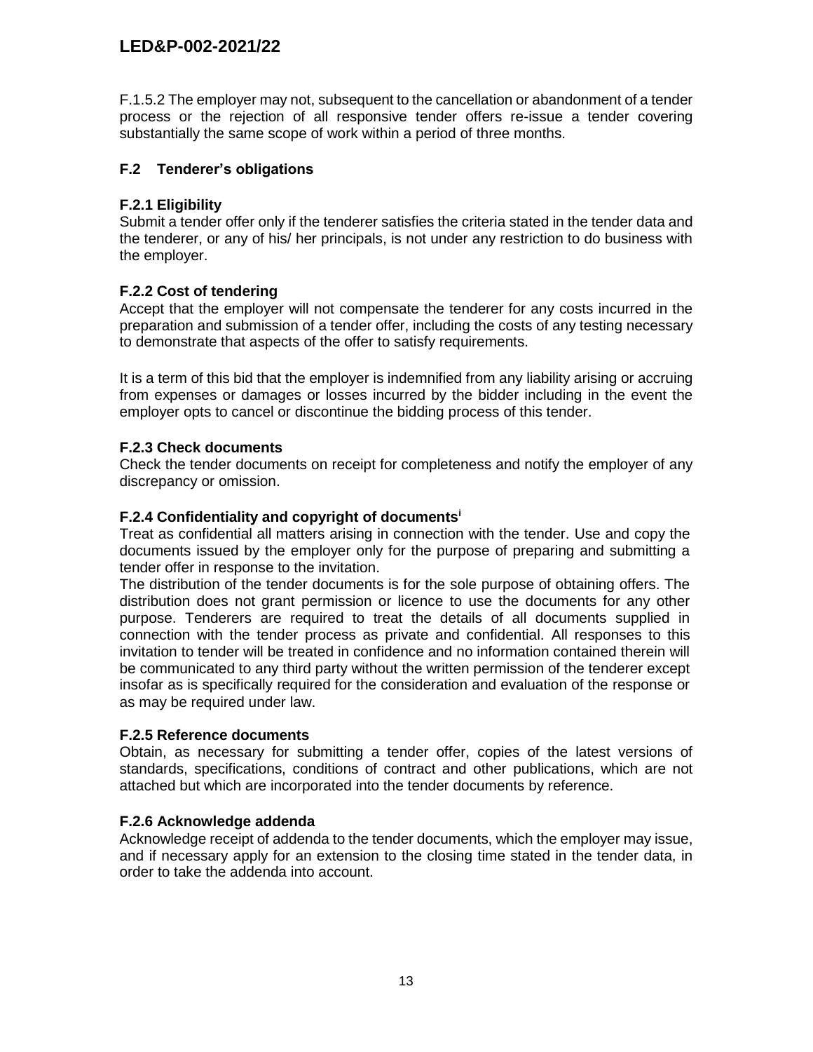F.1.5.2 The employer may not, subsequent to the cancellation or abandonment of a tender process or the rejection of all responsive tender offers re-issue a tender covering substantially the same scope of work within a period of three months.

## F.2 Tenderer's obligations

### F.2.1 Eligibility

Submit a tender offer only if the tenderer satisfies the criteria stated in the tender data and the tenderer, or any of his/ her principals, is not under any restriction to do business with the employer.

### F.2.2 Cost of tendering

Accept that the employer will not compensate the tenderer for any costs incurred in the preparation and submission of a tender offer, including the costs of any testing necessary to demonstrate that aspects of the offer to satisfy requirements.

It is a term of this bid that the employer is indemnified from any liability arising or accruing from expenses or damages or losses incurred by the bidder including in the event the employer opts to cancel or discontinue the bidding process of this tender.

### F.2.3 Check documents

Check the tender documents on receipt for completeness and notify the employer of any discrepancy or omission.

### F.2.4 Confidentiality and copyright of documents[i]

Treat as confidential all matters arising in connection with the tender. Use and copy the documents issued by the employer only for the purpose of preparing and submitting a tender offer in response to the invitation.

The distribution of the tender documents is for the sole purpose of obtaining offers. The distribution does not grant permission or licence to use the documents for any other purpose. Tenderers are required to treat the details of all documents supplied in connection with the tender process as private and confidential. All responses to this invitation to tender will be treated in confidence and no information contained therein will be communicated to any third party without the written permission of the tenderer except insofar as is specifically required for the consideration and evaluation of the response or as may be required under law.

### F.2.5 Reference documents

Obtain, as necessary for submitting a tender offer, copies of the latest versions of standards, specifications, conditions of contract and other publications, which are not attached but which are incorporated into the tender documents by reference.

### F.2.6 Acknowledge addenda

Acknowledge receipt of addenda to the tender documents, which the employer may issue, and if necessary apply for an extension to the closing time stated in the tender data, in order to take the addenda into account.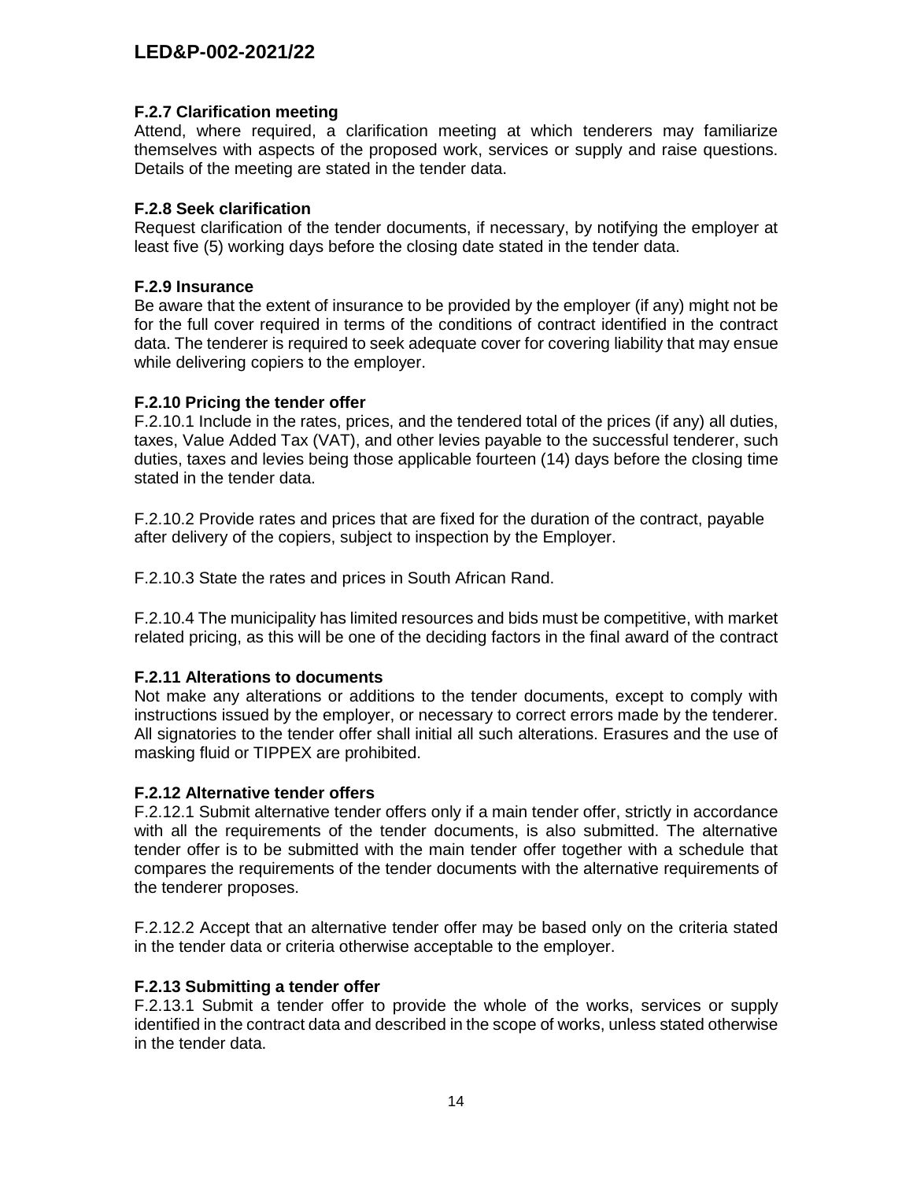#### F.2.7 Clarification meeting

Attend, where required, a clarification meeting at which tenderers may familiarize themselves with aspects of the proposed work, services or supply and raise questions. Details of the meeting are stated in the tender data.

#### F.2.8 Seek clarification

Request clarification of the tender documents, if necessary, by notifying the employer at least five (5) working days before the closing date stated in the tender data.

#### F.2.9 Insurance

Be aware that the extent of insurance to be provided by the employer (if any) might not be for the full cover required in terms of the conditions of contract identified in the contract data. The tenderer is required to seek adequate cover for covering liability that may ensue while delivering copiers to the employer.

#### F.2.10 Pricing the tender offer

F.2.10.1 Include in the rates, prices, and the tendered total of the prices (if any) all duties, taxes, Value Added Tax (VAT), and other levies payable to the successful tenderer, such duties, taxes and levies being those applicable fourteen (14) days before the closing time stated in the tender data.

F.2.10.2 Provide rates and prices that are fixed for the duration of the contract, payable after delivery of the copiers, subject to inspection by the Employer.

F.2.10.3 State the rates and prices in South African Rand.

F.2.10.4 The municipality has limited resources and bids must be competitive, with market related pricing, as this will be one of the deciding factors in the final award of the contract

#### F.2.11 Alterations to documents

Not make any alterations or additions to the tender documents, except to comply with instructions issued by the employer, or necessary to correct errors made by the tenderer. All signatories to the tender offer shall initial all such alterations. Erasures and the use of masking fluid or TIPPEX are prohibited.

#### F.2.12 Alternative tender offers

F.2.12.1 Submit alternative tender offers only if a main tender offer, strictly in accordance with all the requirements of the tender documents, is also submitted. The alternative tender offer is to be submitted with the main tender offer together with a schedule that compares the requirements of the tender documents with the alternative requirements of the tenderer proposes.

F.2.12.2 Accept that an alternative tender offer may be based only on the criteria stated in the tender data or criteria otherwise acceptable to the employer.

#### F.2.13 Submitting a tender offer

F.2.13.1 Submit a tender offer to provide the whole of the works, services or supply identified in the contract data and described in the scope of works, unless stated otherwise in the tender data.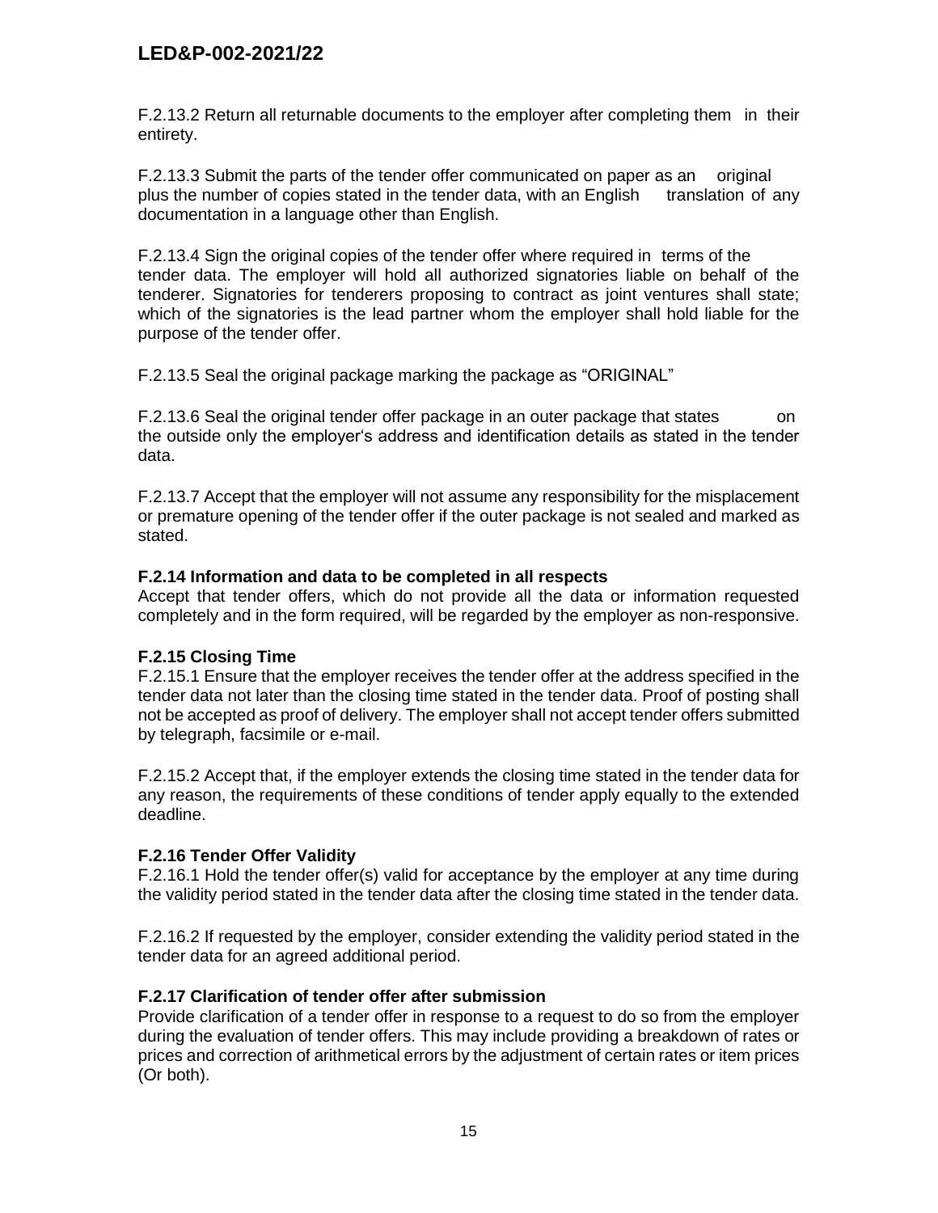F.2.13.2 Return all returnable documents to the employer after completing them in their entirety.

F.2.13.3 Submit the parts of the tender offer communicated on paper as an original plus the number of copies stated in the tender data, with an English translation of any documentation in a language other than English.

F.2.13.4 Sign the original copies of the tender offer where required in terms of the tender data. The employer will hold all authorized signatories liable on behalf of the tenderer. Signatories for tenderers proposing to contract as joint ventures shall state; which of the signatories is the lead partner whom the employer shall hold liable for the purpose of the tender offer.

F.2.13.5 Seal the original package marking the package as "ORIGINAL"

F.2.13.6 Seal the original tender offer package in an outer package that states on the outside only the employer's address and identification details as stated in the tender data.

F.2.13.7 Accept that the employer will not assume any responsibility for the misplacement or premature opening of the tender offer if the outer package is not sealed and marked as stated.

**F.2.14 Information and data to be completed in all respects**

Accept that tender offers, which do not provide all the data or information requested completely and in the form required, will be regarded by the employer as non-responsive.

**F.2.15 Closing Time**

F.2.15.1 Ensure that the employer receives the tender offer at the address specified in the tender data not later than the closing time stated in the tender data. Proof of posting shall not be accepted as proof of delivery. The employer shall not accept tender offers submitted by telegraph, facsimile or e-mail.

F.2.15.2 Accept that, if the employer extends the closing time stated in the tender data for any reason, the requirements of these conditions of tender apply equally to the extended deadline.

**F.2.16 Tender Offer Validity**

F.2.16.1 Hold the tender offer(s) valid for acceptance by the employer at any time during the validity period stated in the tender data after the closing time stated in the tender data.

F.2.16.2 If requested by the employer, consider extending the validity period stated in the tender data for an agreed additional period.

**F.2.17 Clarification of tender offer after submission**

Provide clarification of a tender offer in response to a request to do so from the employer during the evaluation of tender offers. This may include providing a breakdown of rates or prices and correction of arithmetical errors by the adjustment of certain rates or item prices (Or both).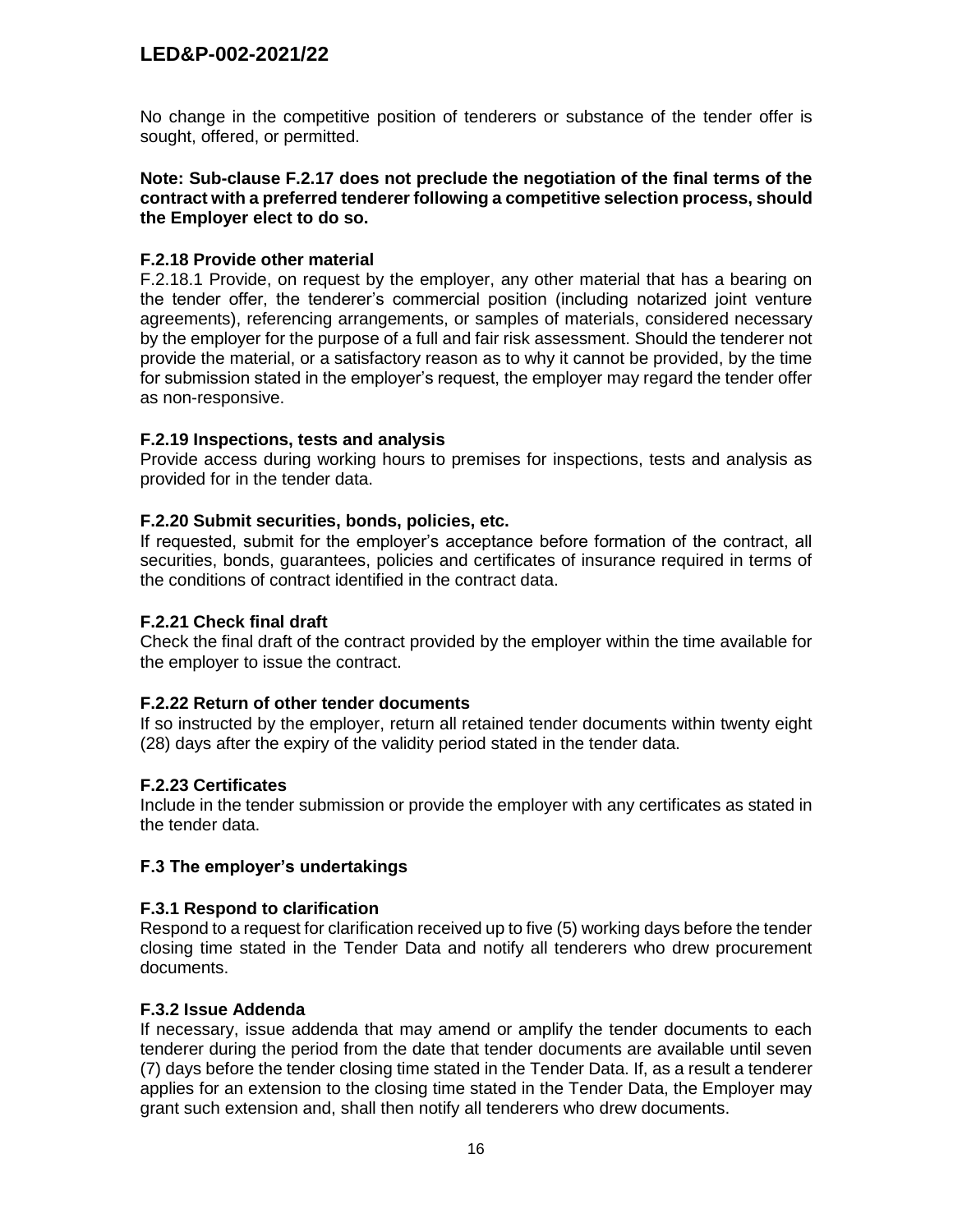No change in the competitive position of tenderers or substance of the tender offer is sought, offered, or permitted.

**Note: Sub-clause F.2.17 does not preclude the negotiation of the final terms of the contract with a preferred tenderer following a competitive selection process, should the Employer elect to do so.**

**F.2.18 Provide other material**

F.2.18.1 Provide, on request by the employer, any other material that has a bearing on the tender offer, the tenderer's commercial position (including notarized joint venture agreements), referencing arrangements, or samples of materials, considered necessary by the employer for the purpose of a full and fair risk assessment. Should the tenderer not provide the material, or a satisfactory reason as to why it cannot be provided, by the time for submission stated in the employer's request, the employer may regard the tender offer as non-responsive.

**F.2.19 Inspections, tests and analysis**

Provide access during working hours to premises for inspections, tests and analysis as provided for in the tender data.

**F.2.20 Submit securities, bonds, policies, etc.**

If requested, submit for the employer's acceptance before formation of the contract, all securities, bonds, guarantees, policies and certificates of insurance required in terms of the conditions of contract identified in the contract data.

**F.2.21 Check final draft**

Check the final draft of the contract provided by the employer within the time available for the employer to issue the contract.

**F.2.22 Return of other tender documents**

If so instructed by the employer, return all retained tender documents within twenty eight (28) days after the expiry of the validity period stated in the tender data.

**F.2.23 Certificates**

Include in the tender submission or provide the employer with any certificates as stated in the tender data.

**F.3 The employer's undertakings**

**F.3.1 Respond to clarification**

Respond to a request for clarification received up to five (5) working days before the tender closing time stated in the Tender Data and notify all tenderers who drew procurement documents.

**F.3.2 Issue Addenda**

If necessary, issue addenda that may amend or amplify the tender documents to each tenderer during the period from the date that tender documents are available until seven (7) days before the tender closing time stated in the Tender Data. If, as a result a tenderer applies for an extension to the closing time stated in the Tender Data, the Employer may grant such extension and, shall then notify all tenderers who drew documents.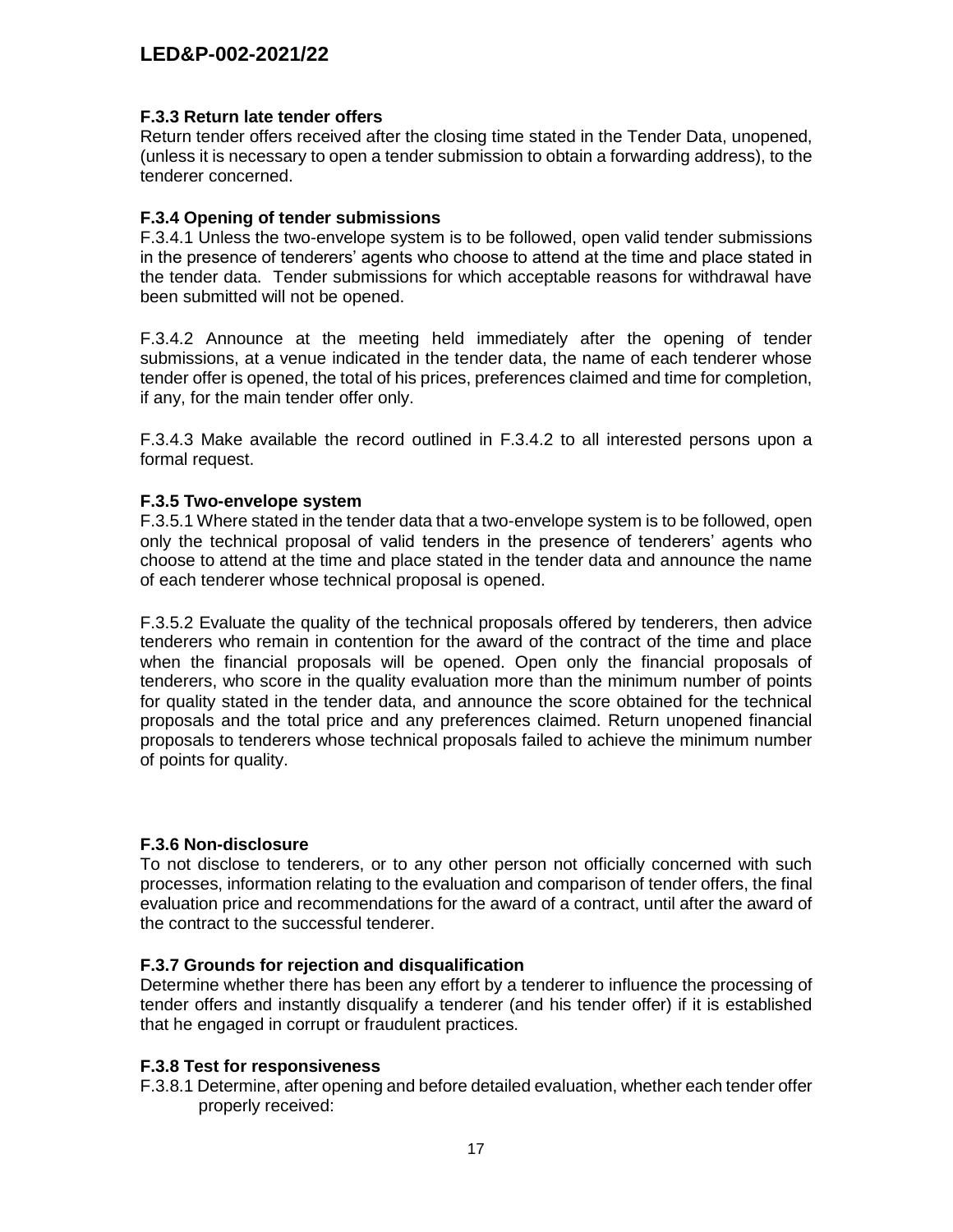### F.3.3 Return late tender offers

Return tender offers received after the closing time stated in the Tender Data, unopened, (unless it is necessary to open a tender submission to obtain a forwarding address), to the tenderer concerned.

### F.3.4 Opening of tender submissions

F.3.4.1 Unless the two-envelope system is to be followed, open valid tender submissions in the presence of tenderers' agents who choose to attend at the time and place stated in the tender data. Tender submissions for which acceptable reasons for withdrawal have been submitted will not be opened.

F.3.4.2 Announce at the meeting held immediately after the opening of tender submissions, at a venue indicated in the tender data, the name of each tenderer whose tender offer is opened, the total of his prices, preferences claimed and time for completion, if any, for the main tender offer only.

F.3.4.3 Make available the record outlined in F.3.4.2 to all interested persons upon a formal request.

### F.3.5 Two-envelope system

F.3.5.1 Where stated in the tender data that a two-envelope system is to be followed, open only the technical proposal of valid tenders in the presence of tenderers' agents who choose to attend at the time and place stated in the tender data and announce the name of each tenderer whose technical proposal is opened.

F.3.5.2 Evaluate the quality of the technical proposals offered by tenderers, then advice tenderers who remain in contention for the award of the contract of the time and place when the financial proposals will be opened. Open only the financial proposals of tenderers, who score in the quality evaluation more than the minimum number of points for quality stated in the tender data, and announce the score obtained for the technical proposals and the total price and any preferences claimed. Return unopened financial proposals to tenderers whose technical proposals failed to achieve the minimum number of points for quality.

### F.3.6 Non-disclosure

To not disclose to tenderers, or to any other person not officially concerned with such processes, information relating to the evaluation and comparison of tender offers, the final evaluation price and recommendations for the award of a contract, until after the award of the contract to the successful tenderer.

### F.3.7 Grounds for rejection and disqualification

Determine whether there has been any effort by a tenderer to influence the processing of tender offers and instantly disqualify a tenderer (and his tender offer) if it is established that he engaged in corrupt or fraudulent practices.

### F.3.8 Test for responsiveness

F.3.8.1 Determine, after opening and before detailed evaluation, whether each tender offer properly received: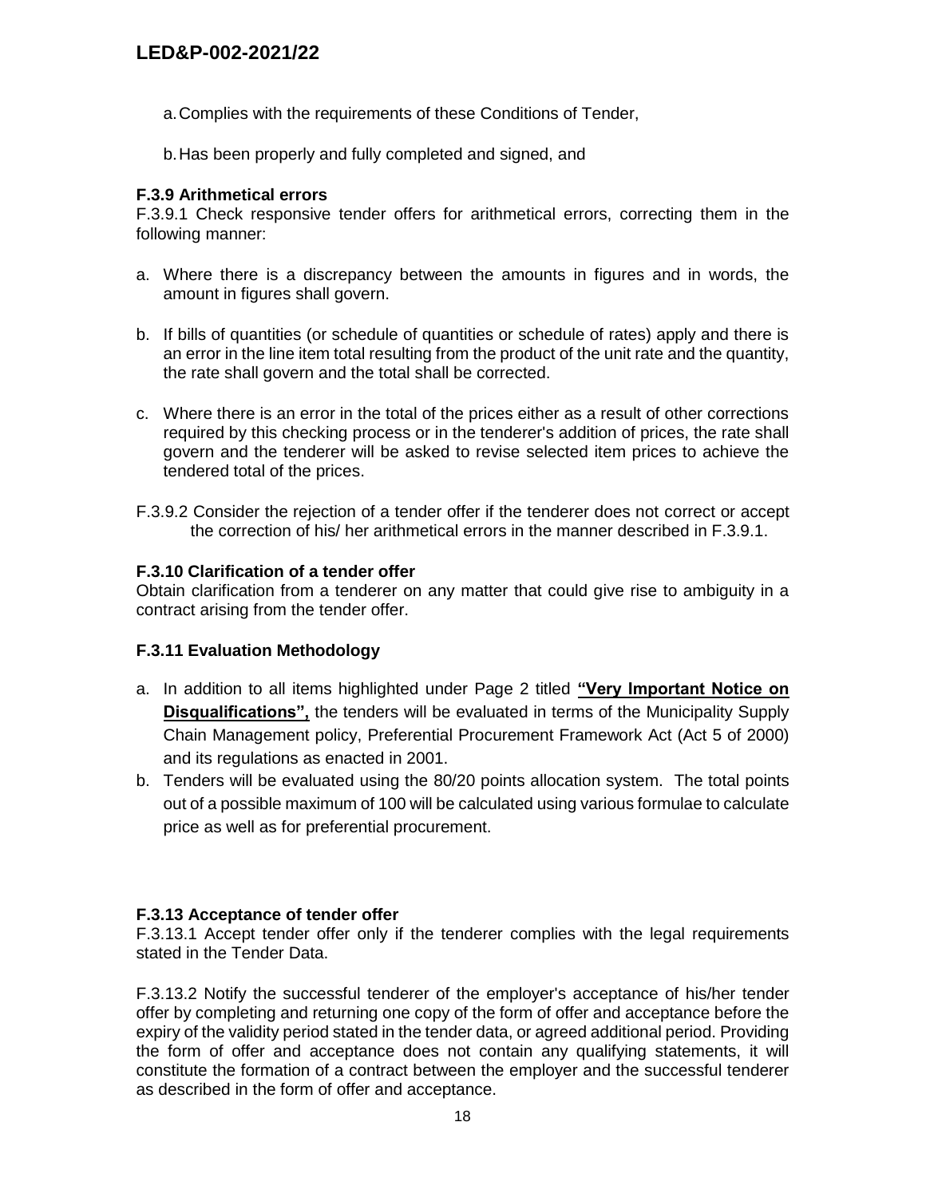a. Complies with the requirements of these Conditions of Tender,

b. Has been properly and fully completed and signed, and

**F.3.9 Arithmetical errors**

F.3.9.1 Check responsive tender offers for arithmetical errors, correcting them in the following manner:

a. Where there is a discrepancy between the amounts in figures and in words, the amount in figures shall govern.

b. If bills of quantities (or schedule of quantities or schedule of rates) apply and there is an error in the line item total resulting from the product of the unit rate and the quantity, the rate shall govern and the total shall be corrected.

c. Where there is an error in the total of the prices either as a result of other corrections required by this checking process or in the tenderer's addition of prices, the rate shall govern and the tenderer will be asked to revise selected item prices to achieve the tendered total of the prices.

F.3.9.2 Consider the rejection of a tender offer if the tenderer does not correct or accept the correction of his/ her arithmetical errors in the manner described in F.3.9.1.

**F.3.10 Clarification of a tender offer**

Obtain clarification from a tenderer on any matter that could give rise to ambiguity in a contract arising from the tender offer.

**F.3.11 Evaluation Methodology**

a. In addition to all items highlighted under Page 2 titled **"Very Important Notice on Disqualifications",** the tenders will be evaluated in terms of the Municipality Supply Chain Management policy, Preferential Procurement Framework Act (Act 5 of 2000) and its regulations as enacted in 2001.

b. Tenders will be evaluated using the 80/20 points allocation system. The total points out of a possible maximum of 100 will be calculated using various formulae to calculate price as well as for preferential procurement.

**F.3.13 Acceptance of tender offer**

F.3.13.1 Accept tender offer only if the tenderer complies with the legal requirements stated in the Tender Data.

F.3.13.2 Notify the successful tenderer of the employer's acceptance of his/her tender offer by completing and returning one copy of the form of offer and acceptance before the expiry of the validity period stated in the tender data, or agreed additional period. Providing the form of offer and acceptance does not contain any qualifying statements, it will constitute the formation of a contract between the employer and the successful tenderer as described in the form of offer and acceptance.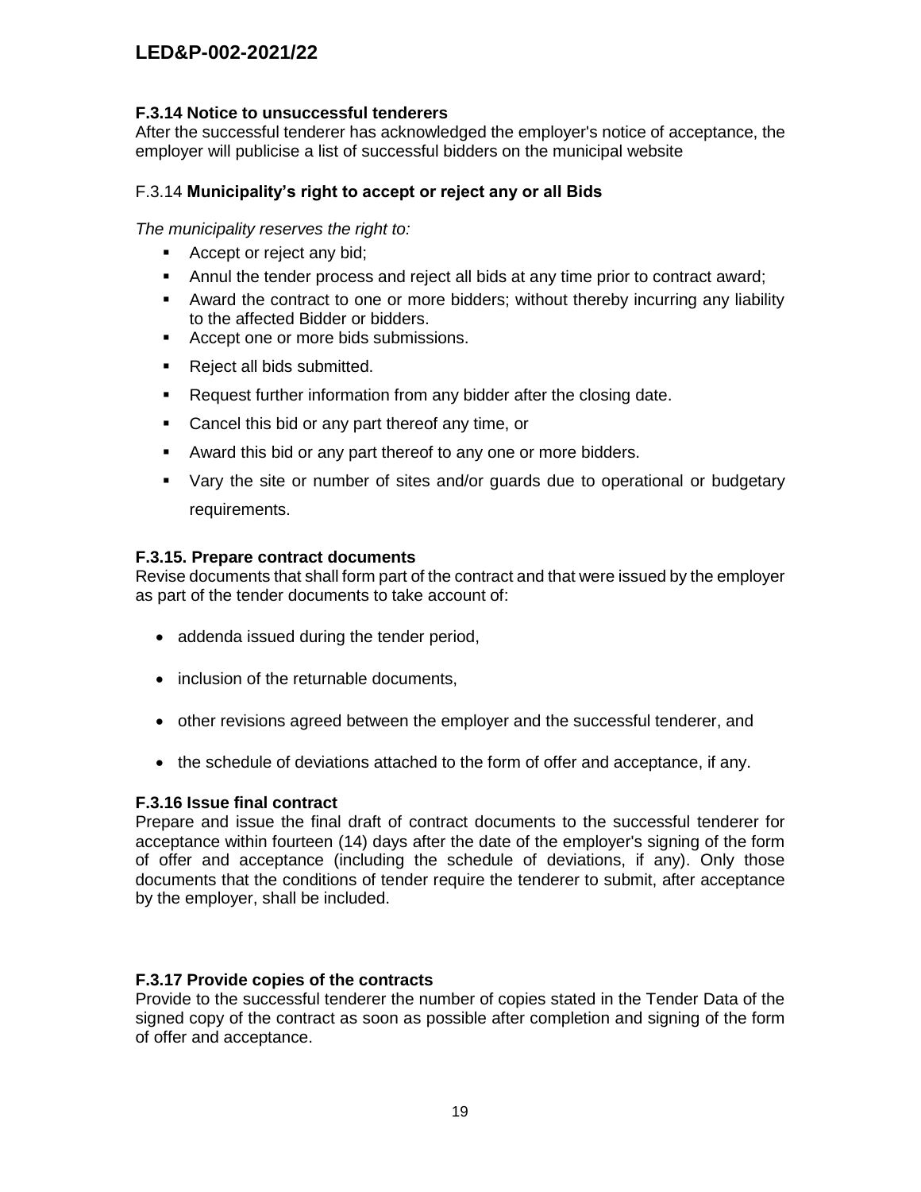### F.3.14 Notice to unsuccessful tenderers

After the successful tenderer has acknowledged the employer's notice of acceptance, the employer will publicise a list of successful bidders on the municipal website

### F.3.14 **Municipality's right to accept or reject any or all Bids**

*The municipality reserves the right to:*

- Accept or reject any bid;
- Annul the tender process and reject all bids at any time prior to contract award;
- Award the contract to one or more bidders; without thereby incurring any liability to the affected Bidder or bidders.
- Accept one or more bids submissions.
- Reject all bids submitted.
- Request further information from any bidder after the closing date.
- Cancel this bid or any part thereof any time, or
- Award this bid or any part thereof to any one or more bidders.
- Vary the site or number of sites and/or guards due to operational or budgetary requirements.

### F.3.15. Prepare contract documents

Revise documents that shall form part of the contract and that were issued by the employer as part of the tender documents to take account of:

- addenda issued during the tender period,
- inclusion of the returnable documents,
- other revisions agreed between the employer and the successful tenderer, and
- the schedule of deviations attached to the form of offer and acceptance, if any.

### F.3.16 Issue final contract

Prepare and issue the final draft of contract documents to the successful tenderer for acceptance within fourteen (14) days after the date of the employer's signing of the form of offer and acceptance (including the schedule of deviations, if any). Only those documents that the conditions of tender require the tenderer to submit, after acceptance by the employer, shall be included.

### F.3.17 Provide copies of the contracts

Provide to the successful tenderer the number of copies stated in the Tender Data of the signed copy of the contract as soon as possible after completion and signing of the form of offer and acceptance.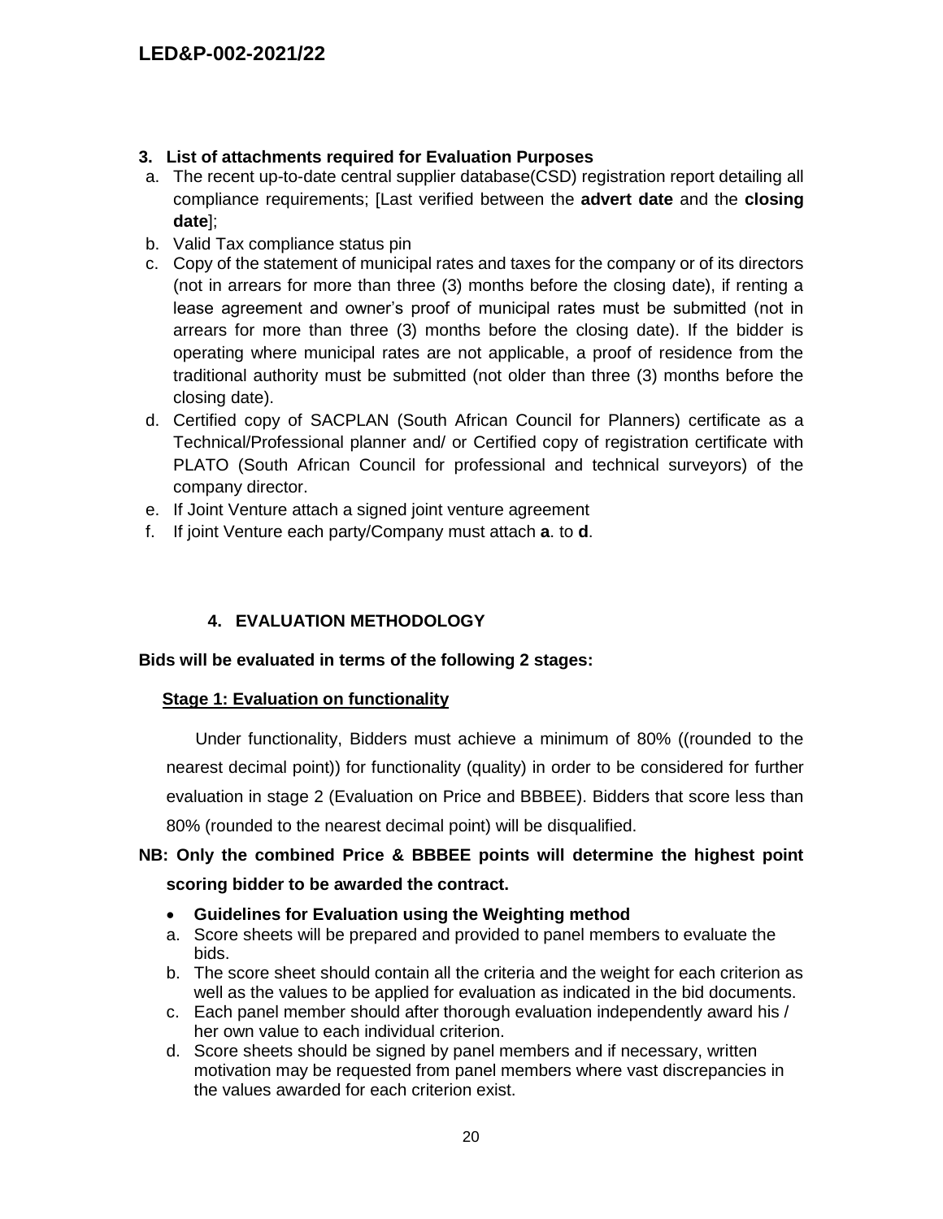### 3. List of attachments required for Evaluation Purposes

a. The recent up-to-date central supplier database(CSD) registration report detailing all compliance requirements; [Last verified between the **advert date** and the **closing date**];
b. Valid Tax compliance status pin
c. Copy of the statement of municipal rates and taxes for the company or of its directors (not in arrears for more than three (3) months before the closing date), if renting a lease agreement and owner's proof of municipal rates must be submitted (not in arrears for more than three (3) months before the closing date). If the bidder is operating where municipal rates are not applicable, a proof of residence from the traditional authority must be submitted (not older than three (3) months before the closing date).
d. Certified copy of SACPLAN (South African Council for Planners) certificate as a Technical/Professional planner and/ or Certified copy of registration certificate with PLATO (South African Council for professional and technical surveyors) of the company director.
e. If Joint Venture attach a signed joint venture agreement
f. If joint Venture each party/Company must attach **a**. to **d**.

### 4. EVALUATION METHODOLOGY

**Bids will be evaluated in terms of the following 2 stages:**

**Stage 1: Evaluation on functionality**

Under functionality, Bidders must achieve a minimum of 80% ((rounded to the nearest decimal point)) for functionality (quality) in order to be considered for further evaluation in stage 2 (Evaluation on Price and BBBEE). Bidders that score less than 80% (rounded to the nearest decimal point) will be disqualified.

**NB: Only the combined Price & BBBEE points will determine the highest point scoring bidder to be awarded the contract.**

- **Guidelines for Evaluation using the Weighting method**

a. Score sheets will be prepared and provided to panel members to evaluate the bids.
b. The score sheet should contain all the criteria and the weight for each criterion as well as the values to be applied for evaluation as indicated in the bid documents.
c. Each panel member should after thorough evaluation independently award his / her own value to each individual criterion.
d. Score sheets should be signed by panel members and if necessary, written motivation may be requested from panel members where vast discrepancies in the values awarded for each criterion exist.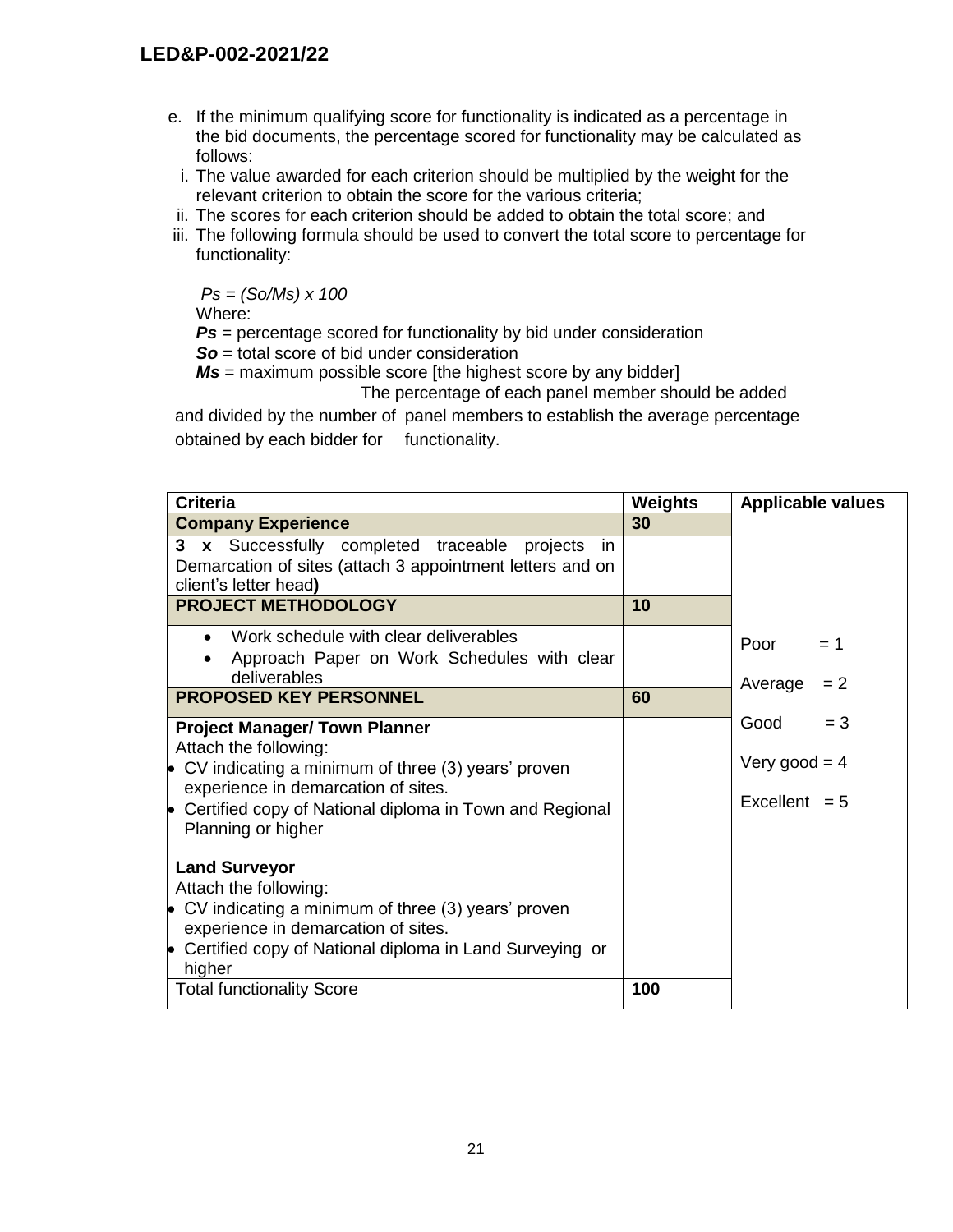e. If the minimum qualifying score for functionality is indicated as a percentage in the bid documents, the percentage scored for functionality may be calculated as follows:

  i. The value awarded for each criterion should be multiplied by the weight for the relevant criterion to obtain the score for the various criteria;
  ii. The scores for each criterion should be added to obtain the total score; and
  iii. The following formula should be used to convert the total score to percentage for functionality:

$$Ps = (So/Ms) \times 100$$

Where:

***Ps*** = percentage scored for functionality by bid under consideration

***So*** = total score of bid under consideration

***Ms*** = maximum possible score [the highest score by any bidder]

The percentage of each panel member should be added and divided by the number of panel members to establish the average percentage obtained by each bidder for functionality.

| Criteria | Weights | Applicable values |
|---|---|---|
| **Company Experience** | **30** | |
| **3 x** Successfully completed traceable projects in Demarcation of sites (attach 3 appointment letters and on client's letter head**)** | | Poor = 1<br>Average = 2<br>Good = 3<br>Very good = 4<br>Excellent = 5 |
| **PROJECT METHODOLOGY** | **10** | |
| • Work schedule with clear deliverables<br>• Approach Paper on Work Schedules with clear deliverables | | |
| **PROPOSED KEY PERSONNEL** | **60** | |
| **Project Manager/ Town Planner**<br>Attach the following:<br>• CV indicating a minimum of three (3) years' proven experience in demarcation of sites.<br>• Certified copy of National diploma in Town and Regional Planning or higher<br><br>**Land Surveyor**<br>Attach the following:<br>• CV indicating a minimum of three (3) years' proven experience in demarcation of sites.<br>• Certified copy of National diploma in Land Surveying or higher | | |
| Total functionality Score | **100** | |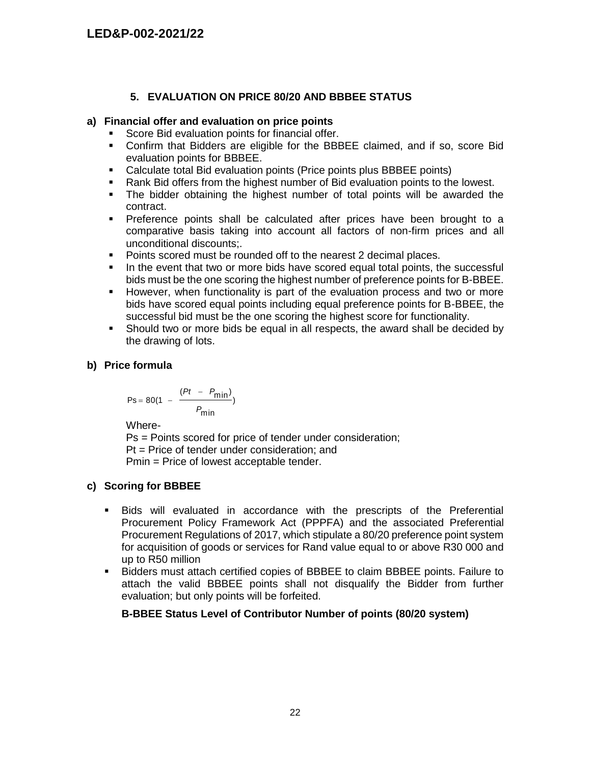## 5. EVALUATION ON PRICE 80/20 AND BBBEE STATUS

**a) Financial offer and evaluation on price points**

- Score Bid evaluation points for financial offer.
- Confirm that Bidders are eligible for the BBBEE claimed, and if so, score Bid evaluation points for BBBEE.
- Calculate total Bid evaluation points (Price points plus BBBEE points)
- Rank Bid offers from the highest number of Bid evaluation points to the lowest.
- The bidder obtaining the highest number of total points will be awarded the contract.
- Preference points shall be calculated after prices have been brought to a comparative basis taking into account all factors of non-firm prices and all unconditional discounts;.
- Points scored must be rounded off to the nearest 2 decimal places.
- In the event that two or more bids have scored equal total points, the successful bids must be the one scoring the highest number of preference points for B-BBEE.
- However, when functionality is part of the evaluation process and two or more bids have scored equal points including equal preference points for B-BBEE, the successful bid must be the one scoring the highest score for functionality.
- Should two or more bids be equal in all respects, the award shall be decided by the drawing of lots.

**b) Price formula**

$$Ps = 80\left(1 - \frac{(Pt - P_{\min})}{P_{\min}}\right)$$

Where-

Ps = Points scored for price of tender under consideration;
Pt = Price of tender under consideration; and
Pmin = Price of lowest acceptable tender.

**c) Scoring for BBBEE**

- Bids will evaluated in accordance with the prescripts of the Preferential Procurement Policy Framework Act (PPPFA) and the associated Preferential Procurement Regulations of 2017, which stipulate a 80/20 preference point system for acquisition of goods or services for Rand value equal to or above R30 000 and up to R50 million
- Bidders must attach certified copies of BBBEE to claim BBBEE points. Failure to attach the valid BBBEE points shall not disqualify the Bidder from further evaluation; but only points will be forfeited.

**B-BBEE Status Level of Contributor Number of points (80/20 system)**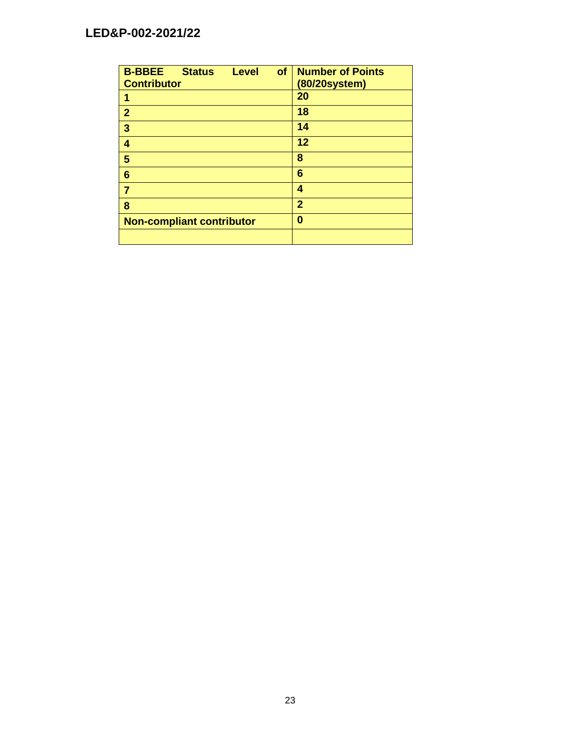| **B-BBEE Status Level of Contributor** | **Number of Points (80/20system)** |
| --- | --- |
| **1** | **20** |
| **2** | **18** |
| **3** | **14** |
| **4** | **12** |
| **5** | **8** |
| **6** | **6** |
| **7** | **4** |
| **8** | **2** |
| **Non-compliant contributor** | **0** |
| | |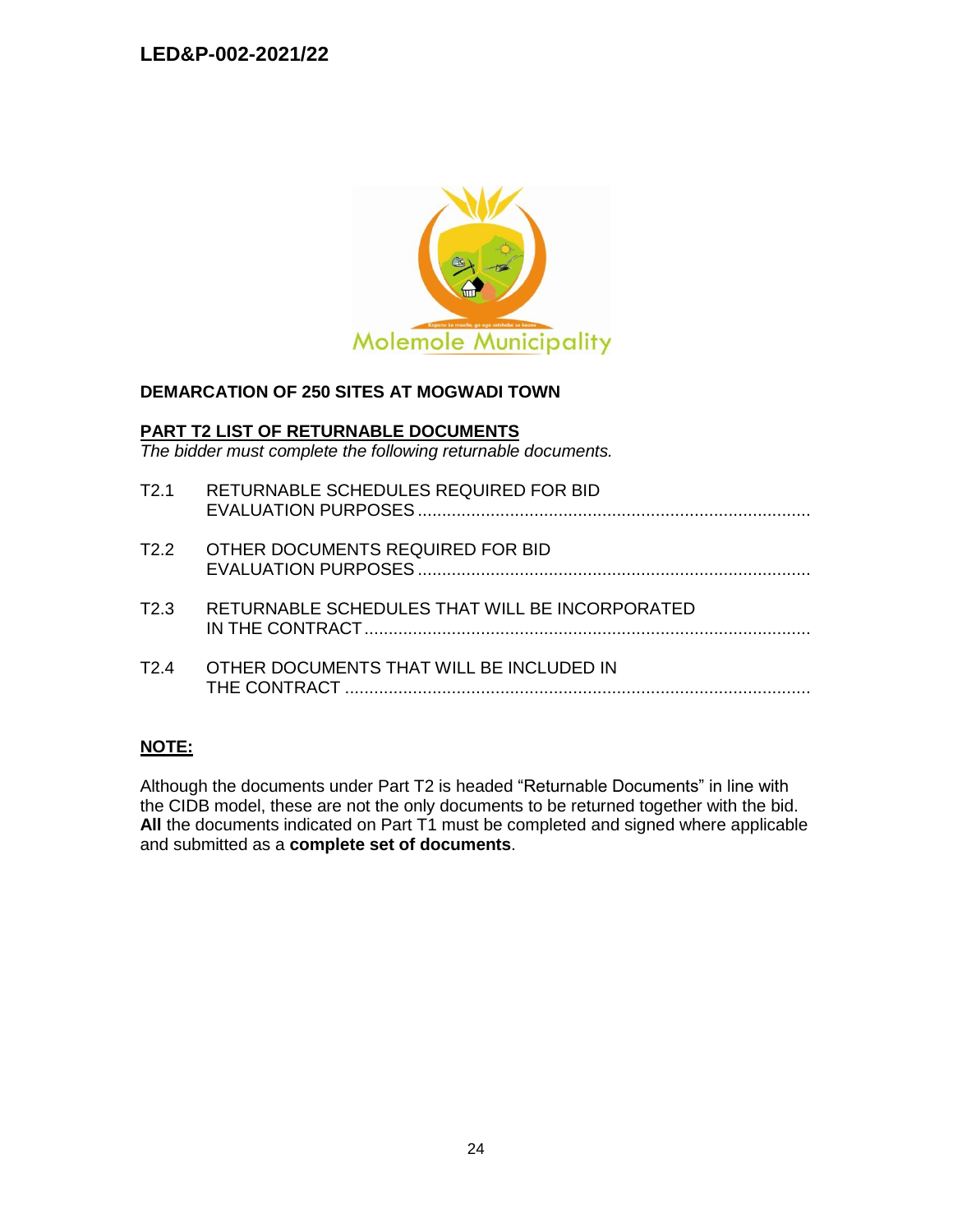**DEMARCATION OF 250 SITES AT MOGWADI TOWN**

## PART T2 LIST OF RETURNABLE DOCUMENTS

*The bidder must complete the following returnable documents.*

T2.1 RETURNABLE SCHEDULES REQUIRED FOR BID EVALUATION PURPOSES ...........................................................................

T2.2 OTHER DOCUMENTS REQUIRED FOR BID EVALUATION PURPOSES ...........................................................................

T2.3 RETURNABLE SCHEDULES THAT WILL BE INCORPORATED IN THE CONTRACT ...........................................................................

T2.4 OTHER DOCUMENTS THAT WILL BE INCLUDED IN THE CONTRACT ...........................................................................

**NOTE:**

Although the documents under Part T2 is headed "Returnable Documents" in line with the CIDB model, these are not the only documents to be returned together with the bid. **All** the documents indicated on Part T1 must be completed and signed where applicable and submitted as a **complete set of documents**.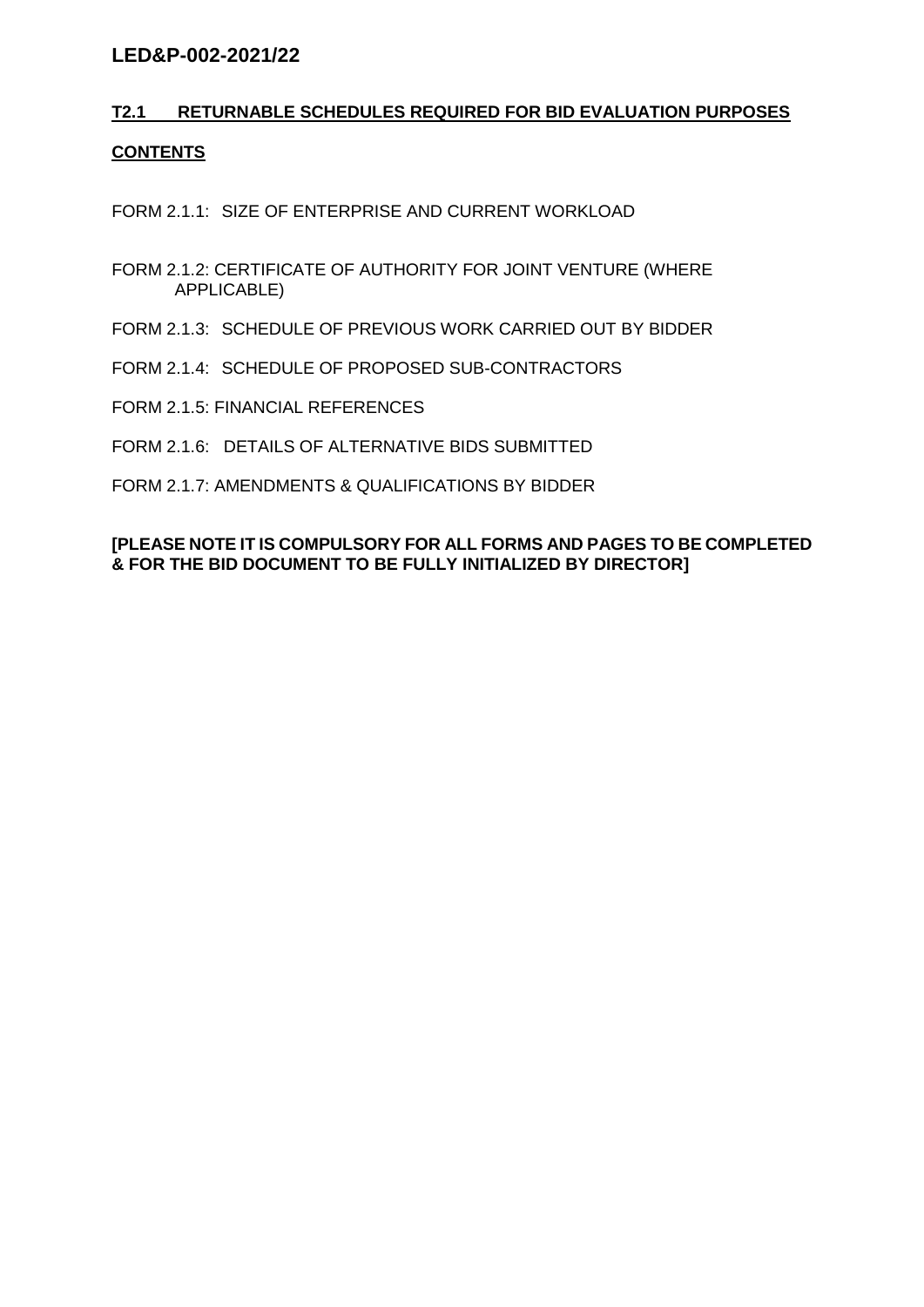## T2.1 RETURNABLE SCHEDULES REQUIRED FOR BID EVALUATION PURPOSES

**CONTENTS**

FORM 2.1.1: SIZE OF ENTERPRISE AND CURRENT WORKLOAD

FORM 2.1.2: CERTIFICATE OF AUTHORITY FOR JOINT VENTURE (WHERE APPLICABLE)

FORM 2.1.3: SCHEDULE OF PREVIOUS WORK CARRIED OUT BY BIDDER

FORM 2.1.4: SCHEDULE OF PROPOSED SUB-CONTRACTORS

FORM 2.1.5: FINANCIAL REFERENCES

FORM 2.1.6: DETAILS OF ALTERNATIVE BIDS SUBMITTED

FORM 2.1.7: AMENDMENTS & QUALIFICATIONS BY BIDDER

**[PLEASE NOTE IT IS COMPULSORY FOR ALL FORMS AND PAGES TO BE COMPLETED & FOR THE BID DOCUMENT TO BE FULLY INITIALIZED BY DIRECTOR]**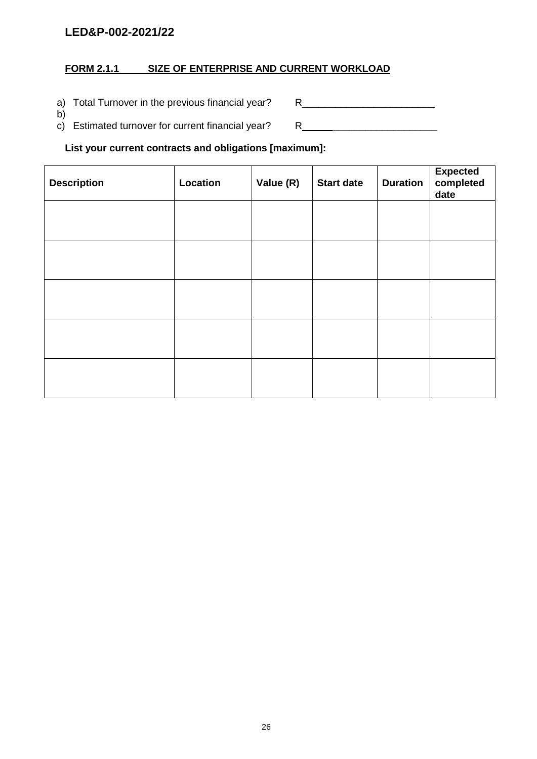LED&P-002-2021/22

## FORM 2.1.1 SIZE OF ENTERPRISE AND CURRENT WORKLOAD

a) Total Turnover in the previous financial year? R________________________

b)

c) Estimated turnover for current financial year? R________________________

**List your current contracts and obligations [maximum]:**

| Description | Location | Value (R) | Start date | Duration | Expected completed date |
|---|---|---|---|---|---|
| | | | | | |
| | | | | | |
| | | | | | |
| | | | | | |
| | | | | | |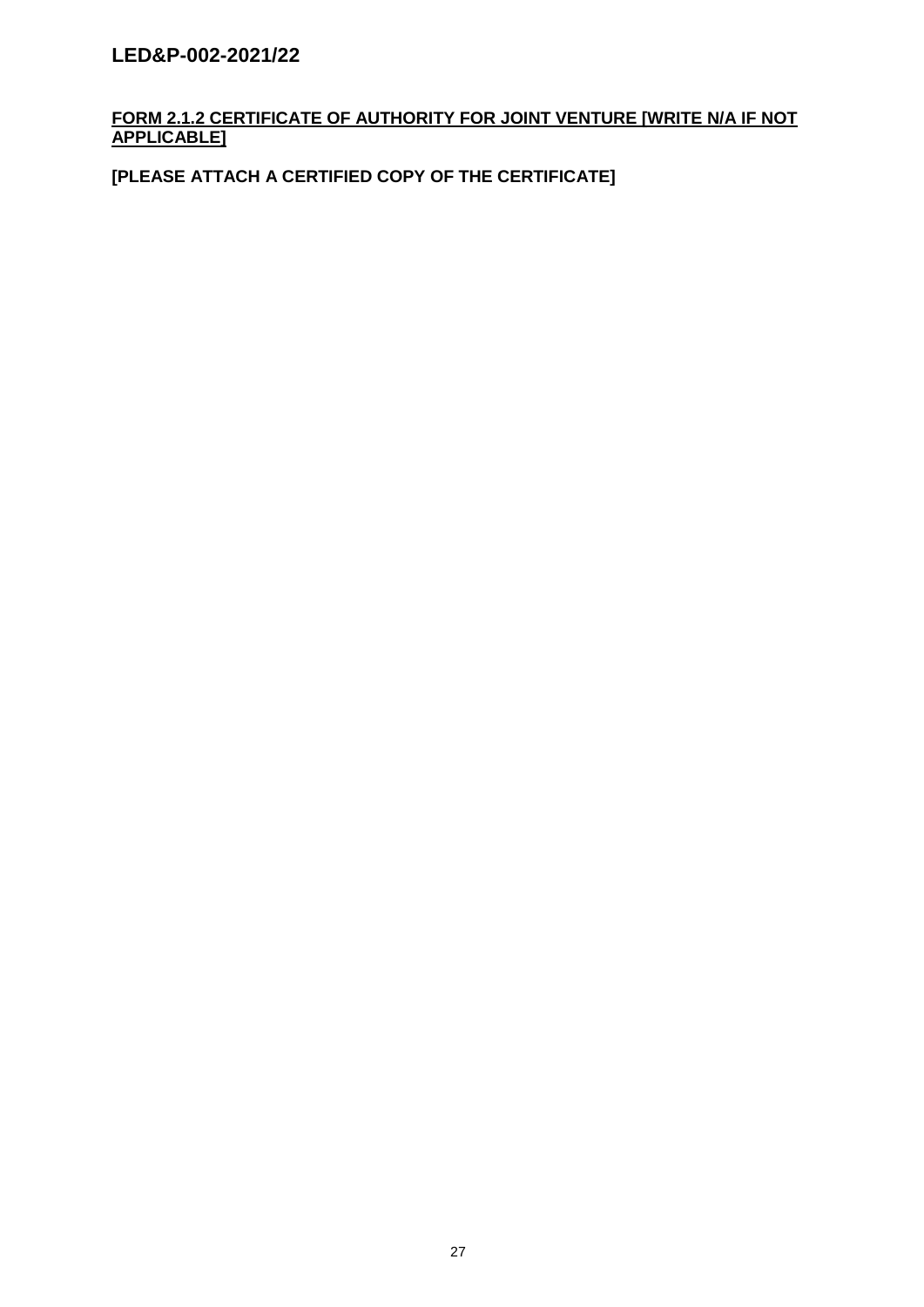**FORM 2.1.2 CERTIFICATE OF AUTHORITY FOR JOINT VENTURE [WRITE N/A IF NOT APPLICABLE]**

**[PLEASE ATTACH A CERTIFIED COPY OF THE CERTIFICATE]**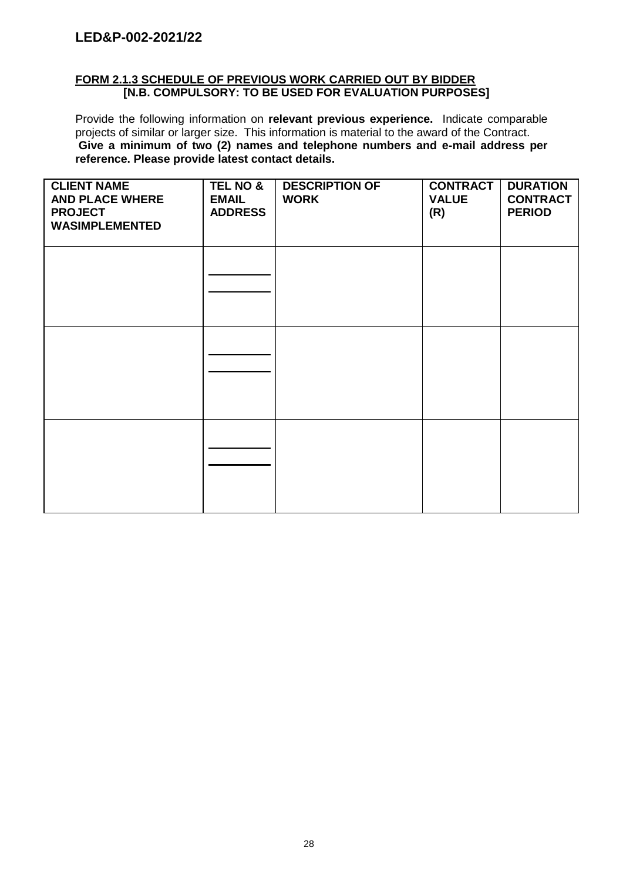**FORM 2.1.3 SCHEDULE OF PREVIOUS WORK CARRIED OUT BY BIDDER**
**[N.B. COMPULSORY: TO BE USED FOR EVALUATION PURPOSES]**

Provide the following information on **relevant previous experience.** Indicate comparable projects of similar or larger size. This information is material to the award of the Contract. **Give a minimum of two (2) names and telephone numbers and e-mail address per reference. Please provide latest contact details.**

| CLIENT NAME AND PLACE WHERE PROJECT WASIMPLEMENTED | TEL NO & EMAIL ADDRESS | DESCRIPTION OF WORK | CONTRACT VALUE (R) | DURATION CONTRACT PERIOD |
|---|---|---|---|---|
| | ________ ________ | | | |
| | ________ ________ | | | |
| | ________ ________ | | | |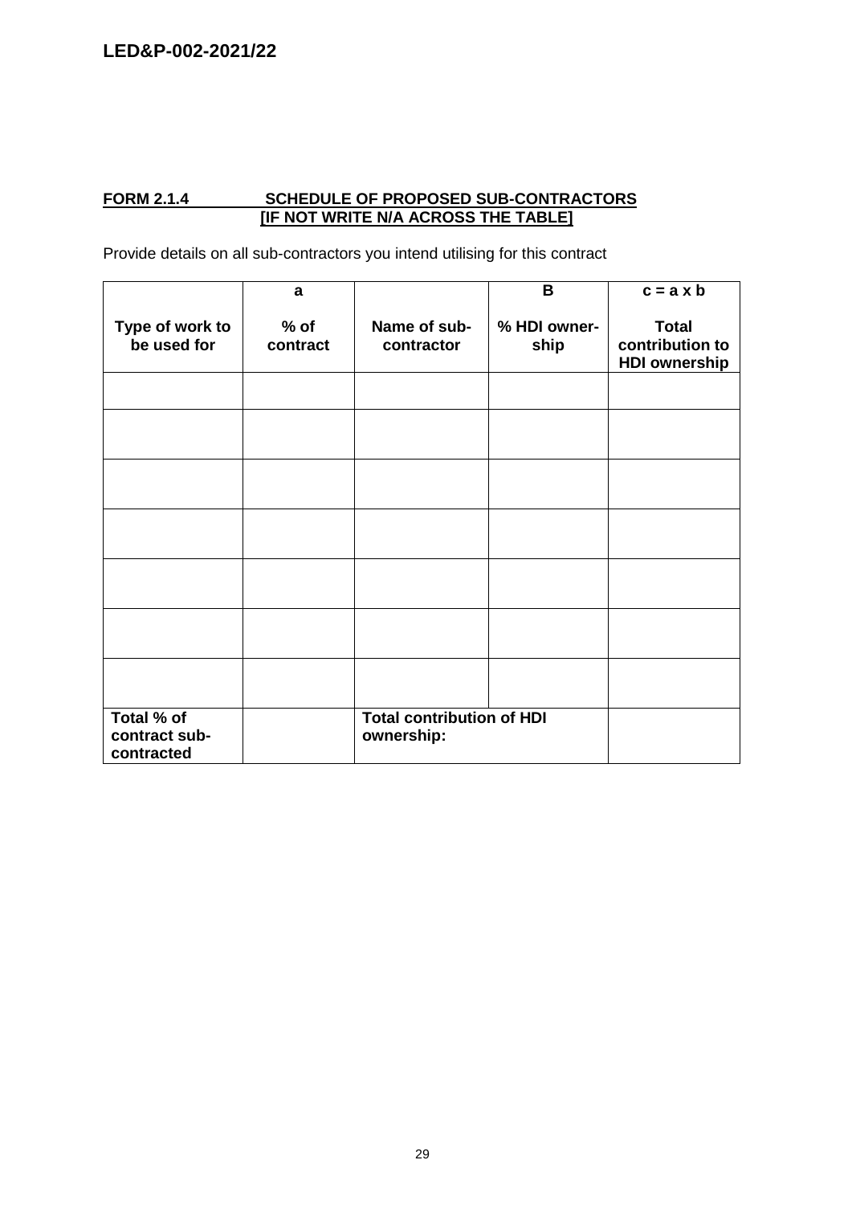**FORM 2.1.4 SCHEDULE OF PROPOSED SUB-CONTRACTORS**
**[IF NOT WRITE N/A ACROSS THE TABLE]**

Provide details on all sub-contractors you intend utilising for this contract

| Type of work to be used for | a<br>% of contract | Name of sub-contractor | B<br>% HDI owner-ship | c = a x b<br>Total contribution to HDI ownership |
|---|---|---|---|---|
| | | | | |
| | | | | |
| | | | | |
| | | | | |
| | | | | |
| | | | | |
| | | | | |
| **Total % of contract sub-contracted** | | **Total contribution of HDI ownership:** | | |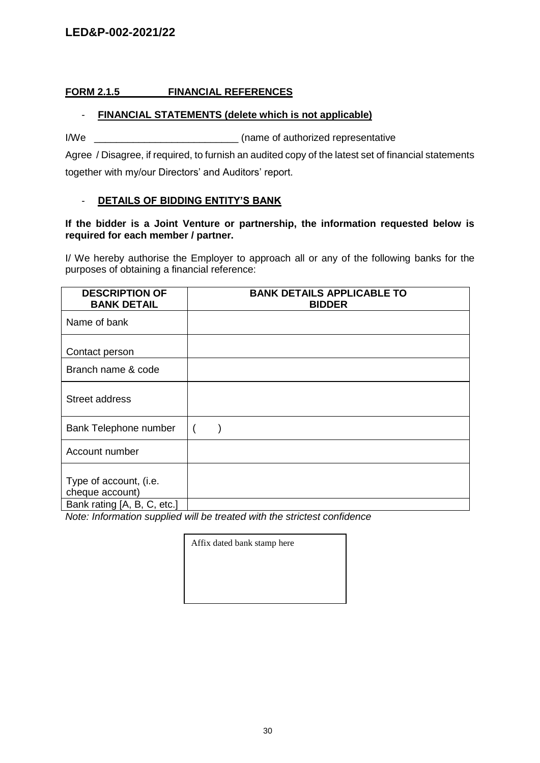**FORM 2.1.5 FINANCIAL REFERENCES**

- **FINANCIAL STATEMENTS (delete which is not applicable)**

I/We __________________________ (name of authorized representative

Agree / Disagree, if required, to furnish an audited copy of the latest set of financial statements together with my/our Directors' and Auditors' report.

- **DETAILS OF BIDDING ENTITY'S BANK**

**If the bidder is a Joint Venture or partnership, the information requested below is required for each member / partner.**

I/ We hereby authorise the Employer to approach all or any of the following banks for the purposes of obtaining a financial reference:

| DESCRIPTION OF BANK DETAIL | BANK DETAILS APPLICABLE TO BIDDER |
|---|---|
| Name of bank | |
| Contact person | |
| Branch name & code | |
| Street address | |
| Bank Telephone number | (     ) |
| Account number | |
| Type of account, (i.e. cheque account) | |
| Bank rating [A, B, C, etc.] | |

*Note: Information supplied will be treated with the strictest confidence*

Affix dated bank stamp here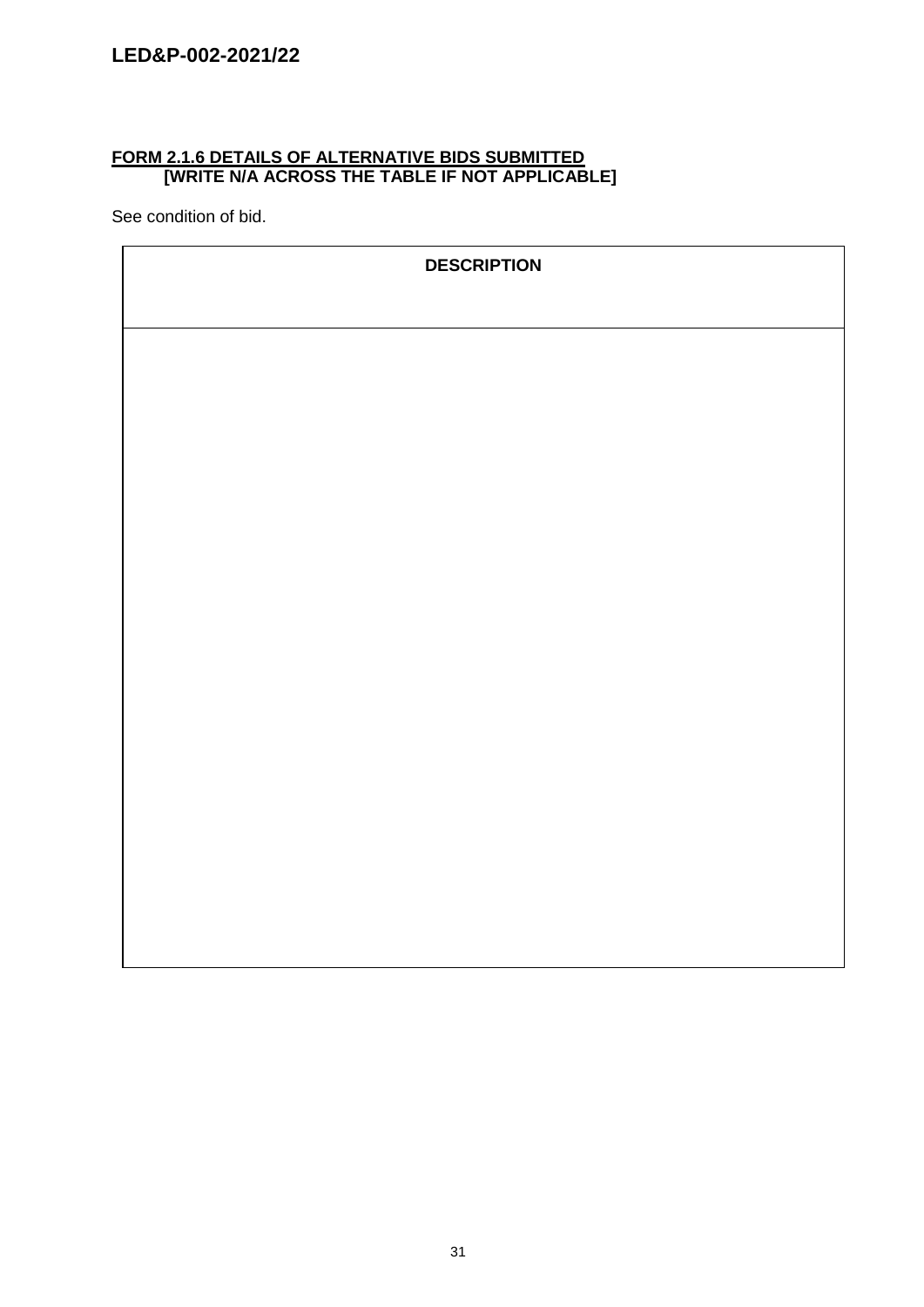## FORM 2.1.6 DETAILS OF ALTERNATIVE BIDS SUBMITTED
**[WRITE N/A ACROSS THE TABLE IF NOT APPLICABLE]**

See condition of bid.

| DESCRIPTION |
| --- |
| |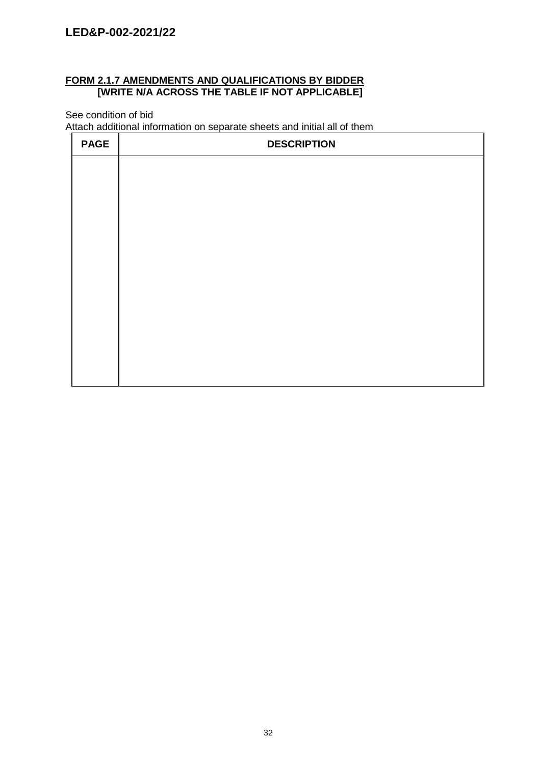## FORM 2.1.7 AMENDMENTS AND QUALIFICATIONS BY BIDDER

**[WRITE N/A ACROSS THE TABLE IF NOT APPLICABLE]**

See condition of bid

Attach additional information on separate sheets and initial all of them

| PAGE | DESCRIPTION |
| --- | --- |
| | |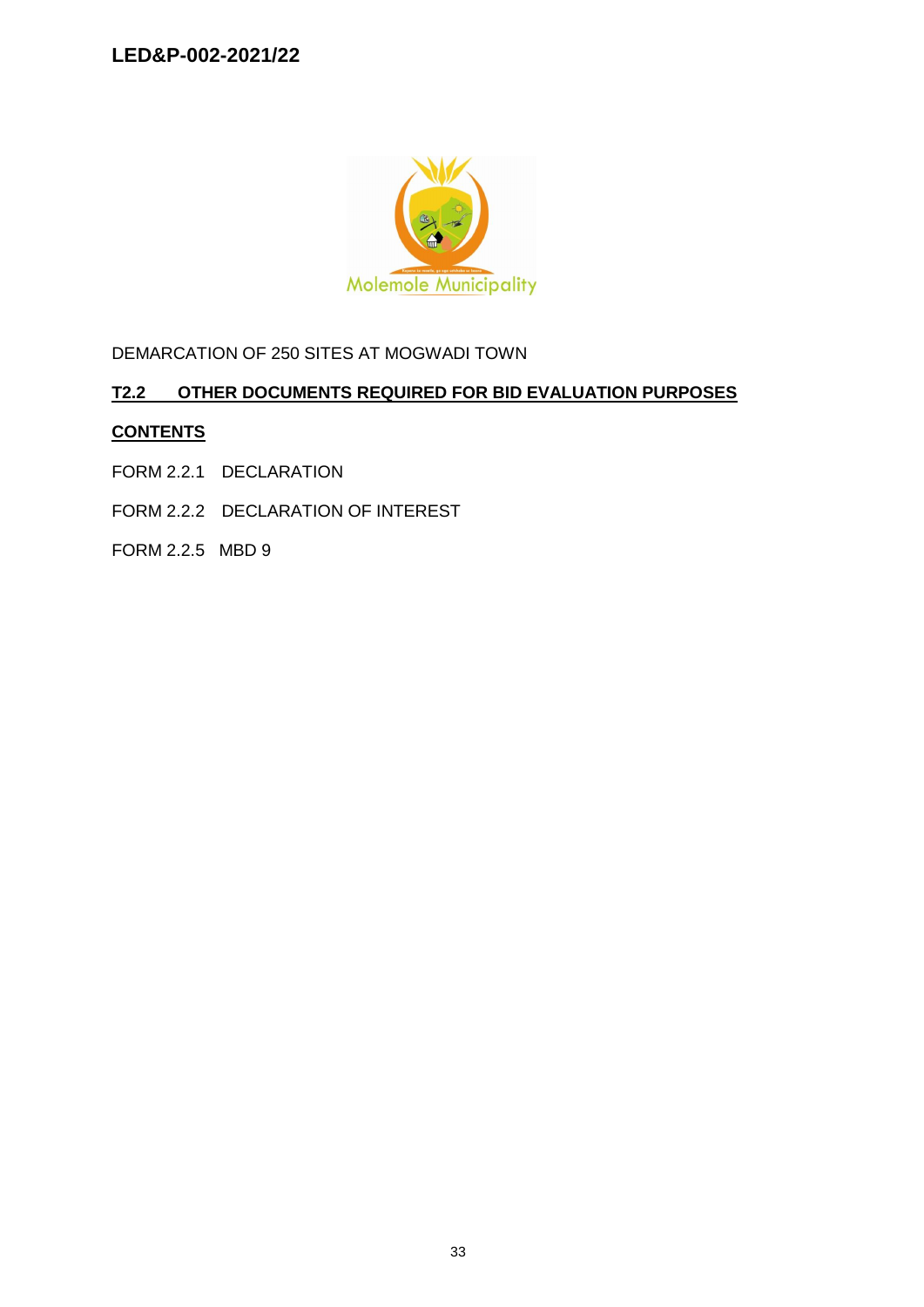Molemole Municipality

DEMARCATION OF 250 SITES AT MOGWADI TOWN

## T2.2 OTHER DOCUMENTS REQUIRED FOR BID EVALUATION PURPOSES

**CONTENTS**

FORM 2.2.1 DECLARATION

FORM 2.2.2 DECLARATION OF INTEREST

FORM 2.2.5 MBD 9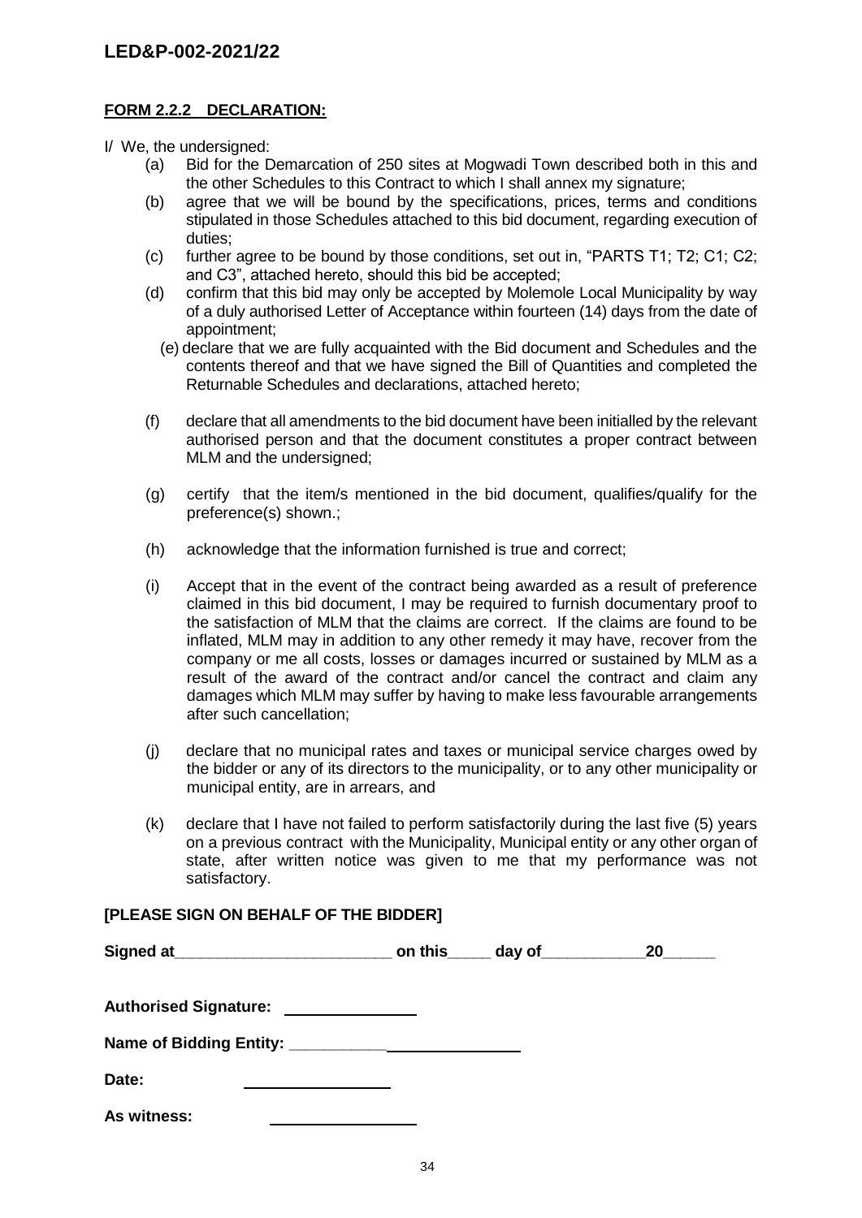**FORM 2.2.2 DECLARATION:**

I/ We, the undersigned:

(a) Bid for the Demarcation of 250 sites at Mogwadi Town described both in this and the other Schedules to this Contract to which I shall annex my signature;

(b) agree that we will be bound by the specifications, prices, terms and conditions stipulated in those Schedules attached to this bid document, regarding execution of duties;

(c) further agree to be bound by those conditions, set out in, "PARTS T1; T2; C1; C2; and C3", attached hereto, should this bid be accepted;

(d) confirm that this bid may only be accepted by Molemole Local Municipality by way of a duly authorised Letter of Acceptance within fourteen (14) days from the date of appointment;

(e) declare that we are fully acquainted with the Bid document and Schedules and the contents thereof and that we have signed the Bill of Quantities and completed the Returnable Schedules and declarations, attached hereto;

(f) declare that all amendments to the bid document have been initialled by the relevant authorised person and that the document constitutes a proper contract between MLM and the undersigned;

(g) certify that the item/s mentioned in the bid document, qualifies/qualify for the preference(s) shown.;

(h) acknowledge that the information furnished is true and correct;

(i) Accept that in the event of the contract being awarded as a result of preference claimed in this bid document, I may be required to furnish documentary proof to the satisfaction of MLM that the claims are correct. If the claims are found to be inflated, MLM may in addition to any other remedy it may have, recover from the company or me all costs, losses or damages incurred or sustained by MLM as a result of the award of the contract and/or cancel the contract and claim any damages which MLM may suffer by having to make less favourable arrangements after such cancellation;

(j) declare that no municipal rates and taxes or municipal service charges owed by the bidder or any of its directors to the municipality, or to any other municipality or municipal entity, are in arrears, and

(k) declare that I have not failed to perform satisfactorily during the last five (5) years on a previous contract with the Municipality, Municipal entity or any other organ of state, after written notice was given to me that my performance was not satisfactory.

**[PLEASE SIGN ON BEHALF OF THE BIDDER]**

**Signed at**_________________________ **on this**_____ **day of**____________**20**______

**Authorised Signature:** _______________

**Name of Bidding Entity:** __________________________

**Date:** _________________

**As witness:** _________________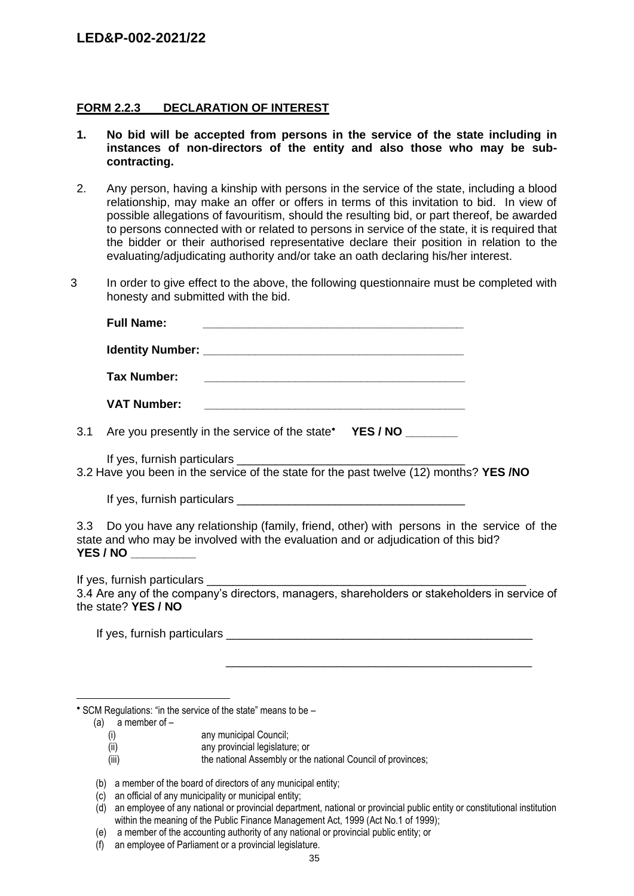## FORM 2.2.3 DECLARATION OF INTEREST

1. **No bid will be accepted from persons in the service of the state including in instances of non-directors of the entity and also those who may be sub-contracting.**

2. Any person, having a kinship with persons in the service of the state, including a blood relationship, may make an offer or offers in terms of this invitation to bid. In view of possible allegations of favouritism, should the resulting bid, or part thereof, be awarded to persons connected with or related to persons in service of the state, it is required that the bidder or their authorised representative declare their position in relation to the evaluating/adjudicating authority and/or take an oath declaring his/her interest.

3 In order to give effect to the above, the following questionnaire must be completed with honesty and submitted with the bid.

**Full Name:** _______________________________________

**Identity Number:** _______________________________________

**Tax Number:** _______________________________________

**VAT Number:** _______________________________________

3.1 Are you presently in the service of the state* **YES / NO** ________

If yes, furnish particulars ___________________________________

3.2 Have you been in the service of the state for the past twelve (12) months? **YES /NO**

If yes, furnish particulars ___________________________________

3.3 Do you have any relationship (family, friend, other) with persons in the service of the state and who may be involved with the evaluation and or adjudication of this bid? **YES / NO** __________

If yes, furnish particulars ___________________________________________________

3.4 Are any of the company's directors, managers, shareholders or stakeholders in service of the state? **YES / NO**

If yes, furnish particulars _________________________________________________

_______________________________________________

---

* SCM Regulations: "in the service of the state" means to be –

(a) a member of –
   - (i) any municipal Council;
   - (ii) any provincial legislature; or
   - (iii) the national Assembly or the national Council of provinces;

(b) a member of the board of directors of any municipal entity;

(c) an official of any municipality or municipal entity;

(d) an employee of any national or provincial department, national or provincial public entity or constitutional institution within the meaning of the Public Finance Management Act, 1999 (Act No.1 of 1999);

(e) a member of the accounting authority of any national or provincial public entity; or

(f) an employee of Parliament or a provincial legislature.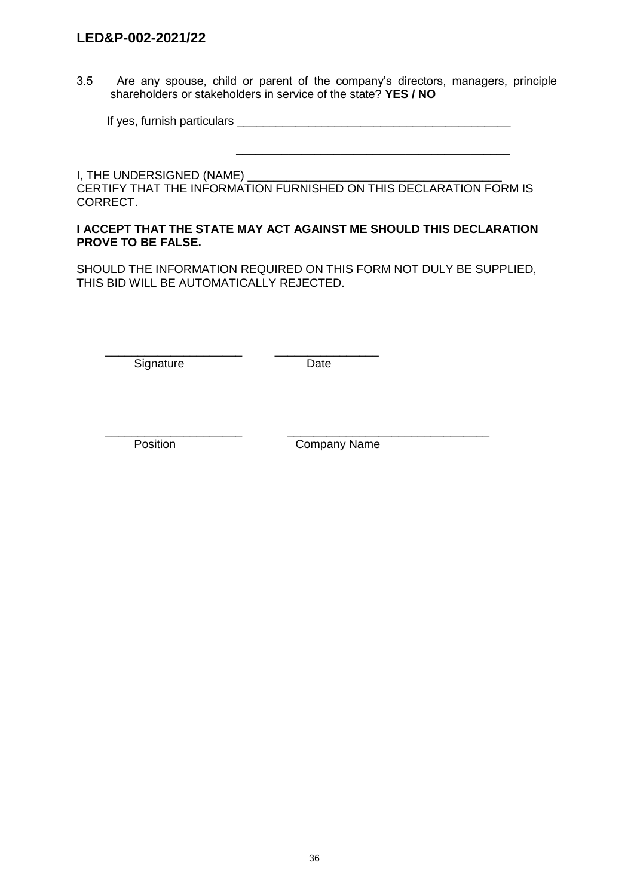3.5 Are any spouse, child or parent of the company's directors, managers, principle shareholders or stakeholders in service of the state? **YES / NO**

If yes, furnish particulars _____________________________________________

_____________________________________________

I, THE UNDERSIGNED (NAME) _______________________________________
CERTIFY THAT THE INFORMATION FURNISHED ON THIS DECLARATION FORM IS CORRECT.

**I ACCEPT THAT THE STATE MAY ACT AGAINST ME SHOULD THIS DECLARATION PROVE TO BE FALSE.**

SHOULD THE INFORMATION REQUIRED ON THIS FORM NOT DULY BE SUPPLIED, THIS BID WILL BE AUTOMATICALLY REJECTED.

_____________________ ________________
Signature Date

_____________________ _______________________________
Position Company Name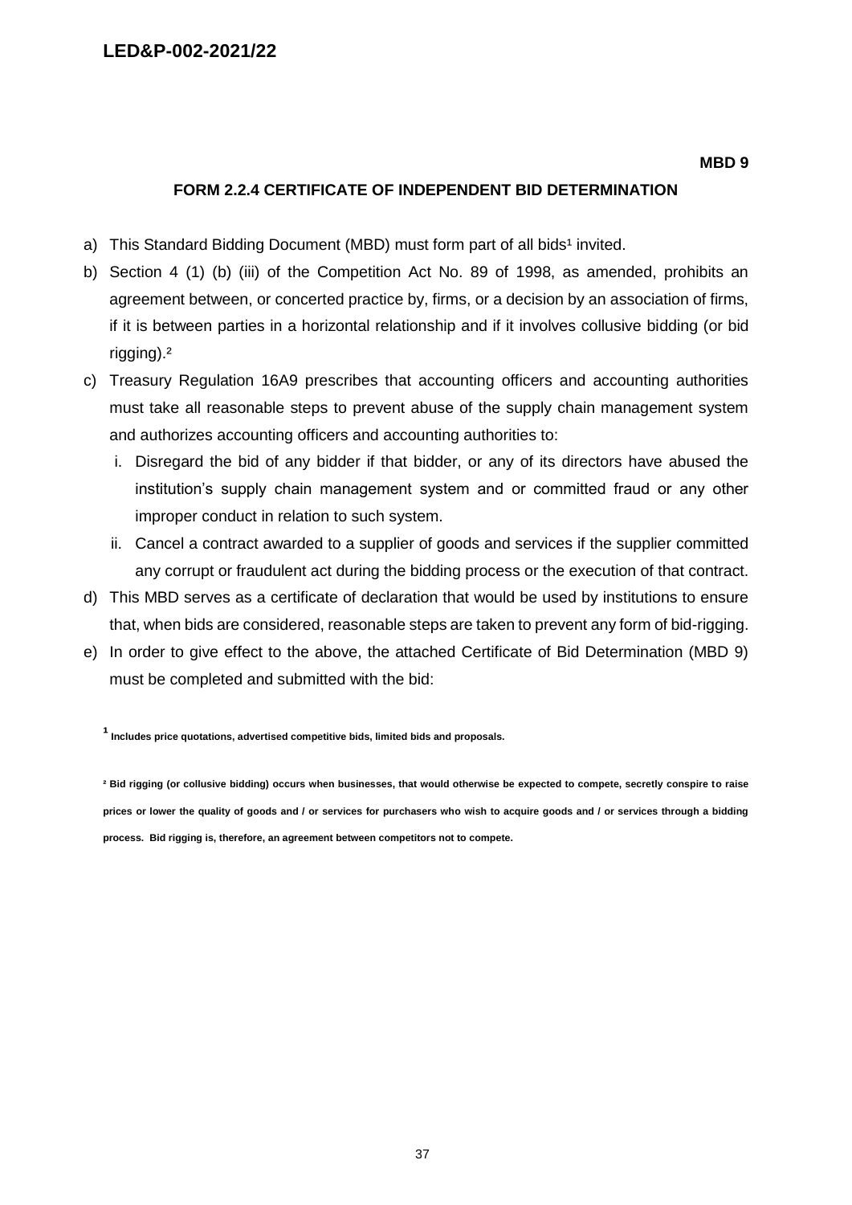**MBD 9**

## FORM 2.2.4 CERTIFICATE OF INDEPENDENT BID DETERMINATION

a) This Standard Bidding Document (MBD) must form part of all bids[1] invited.

b) Section 4 (1) (b) (iii) of the Competition Act No. 89 of 1998, as amended, prohibits an agreement between, or concerted practice by, firms, or a decision by an association of firms, if it is between parties in a horizontal relationship and if it involves collusive bidding (or bid rigging).[2]

c) Treasury Regulation 16A9 prescribes that accounting officers and accounting authorities must take all reasonable steps to prevent abuse of the supply chain management system and authorizes accounting officers and accounting authorities to:

   i. Disregard the bid of any bidder if that bidder, or any of its directors have abused the institution's supply chain management system and or committed fraud or any other improper conduct in relation to such system.

   ii. Cancel a contract awarded to a supplier of goods and services if the supplier committed any corrupt or fraudulent act during the bidding process or the execution of that contract.

d) This MBD serves as a certificate of declaration that would be used by institutions to ensure that, when bids are considered, reasonable steps are taken to prevent any form of bid-rigging.

e) In order to give effect to the above, the attached Certificate of Bid Determination (MBD 9) must be completed and submitted with the bid:

**[1] Includes price quotations, advertised competitive bids, limited bids and proposals.**

**[2] Bid rigging (or collusive bidding) occurs when businesses, that would otherwise be expected to compete, secretly conspire to raise prices or lower the quality of goods and / or services for purchasers who wish to acquire goods and / or services through a bidding process. Bid rigging is, therefore, an agreement between competitors not to compete.**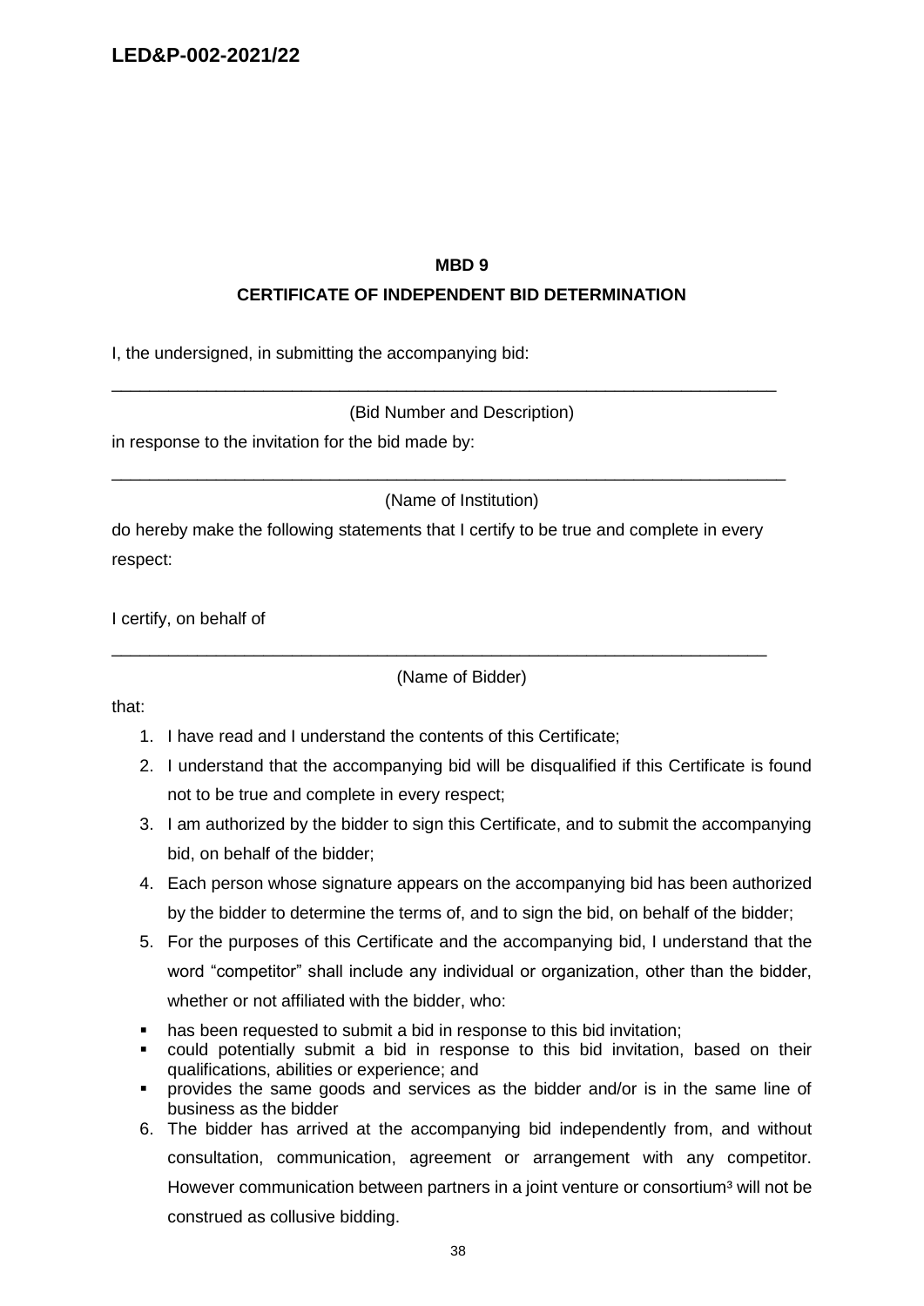**MBD 9**

**CERTIFICATE OF INDEPENDENT BID DETERMINATION**

I, the undersigned, in submitting the accompanying bid:

___________________________________________________________________________

(Bid Number and Description)

in response to the invitation for the bid made by:

___________________________________________________________________________

(Name of Institution)

do hereby make the following statements that I certify to be true and complete in every respect:

I certify, on behalf of

___________________________________________________________________________

(Name of Bidder)

that:

1. I have read and I understand the contents of this Certificate;
2. I understand that the accompanying bid will be disqualified if this Certificate is found not to be true and complete in every respect;
3. I am authorized by the bidder to sign this Certificate, and to submit the accompanying bid, on behalf of the bidder;
4. Each person whose signature appears on the accompanying bid has been authorized by the bidder to determine the terms of, and to sign the bid, on behalf of the bidder;
5. For the purposes of this Certificate and the accompanying bid, I understand that the word "competitor" shall include any individual or organization, other than the bidder, whether or not affiliated with the bidder, who:

- has been requested to submit a bid in response to this bid invitation;
- could potentially submit a bid in response to this bid invitation, based on their qualifications, abilities or experience; and
- provides the same goods and services as the bidder and/or is in the same line of business as the bidder

6. The bidder has arrived at the accompanying bid independently from, and without consultation, communication, agreement or arrangement with any competitor. However communication between partners in a joint venture or consortium[3] will not be construed as collusive bidding.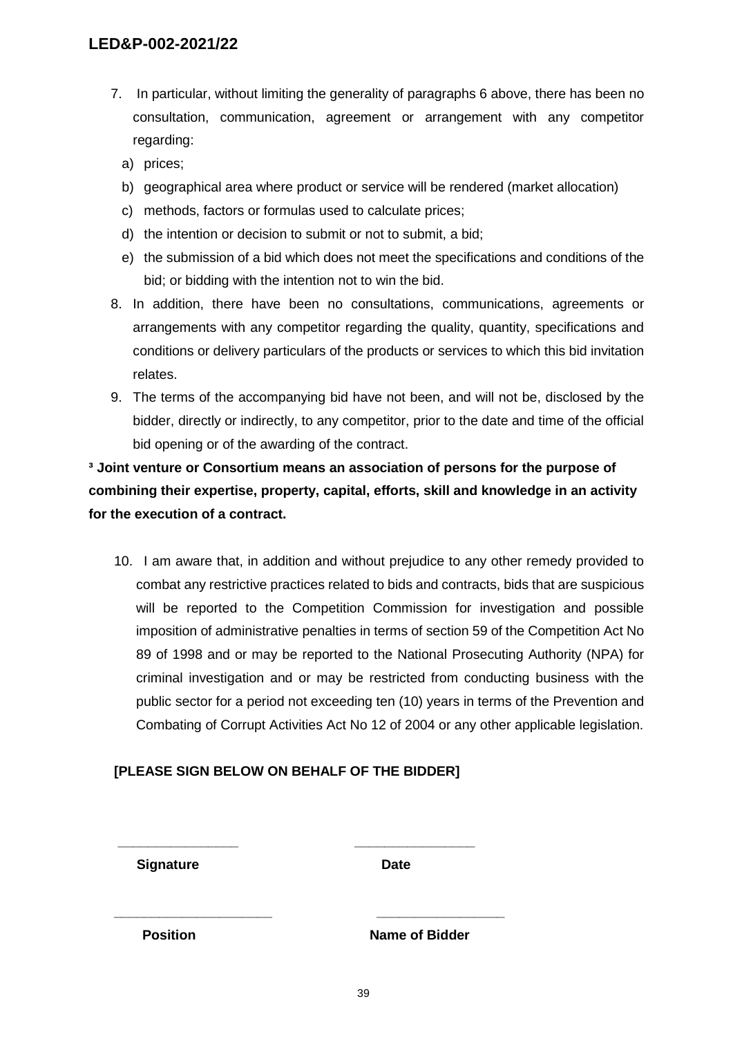7. In particular, without limiting the generality of paragraphs 6 above, there has been no consultation, communication, agreement or arrangement with any competitor regarding:
   a) prices;
   b) geographical area where product or service will be rendered (market allocation)
   c) methods, factors or formulas used to calculate prices;
   d) the intention or decision to submit or not to submit, a bid;
   e) the submission of a bid which does not meet the specifications and conditions of the bid; or bidding with the intention not to win the bid.
8. In addition, there have been no consultations, communications, agreements or arrangements with any competitor regarding the quality, quantity, specifications and conditions or delivery particulars of the products or services to which this bid invitation relates.
9. The terms of the accompanying bid have not been, and will not be, disclosed by the bidder, directly or indirectly, to any competitor, prior to the date and time of the official bid opening or of the awarding of the contract.

**[3] Joint venture or Consortium means an association of persons for the purpose of combining their expertise, property, capital, efforts, skill and knowledge in an activity for the execution of a contract.**

10. I am aware that, in addition and without prejudice to any other remedy provided to combat any restrictive practices related to bids and contracts, bids that are suspicious will be reported to the Competition Commission for investigation and possible imposition of administrative penalties in terms of section 59 of the Competition Act No 89 of 1998 and or may be reported to the National Prosecuting Authority (NPA) for criminal investigation and or may be restricted from conducting business with the public sector for a period not exceeding ten (10) years in terms of the Prevention and Combating of Corrupt Activities Act No 12 of 2004 or any other applicable legislation.

**[PLEASE SIGN BELOW ON BEHALF OF THE BIDDER]**

| ________________ | ________________ |
|---|---|
| **Signature** | **Date** |
| ____________________ | ________________ |
| **Position** | **Name of Bidder** |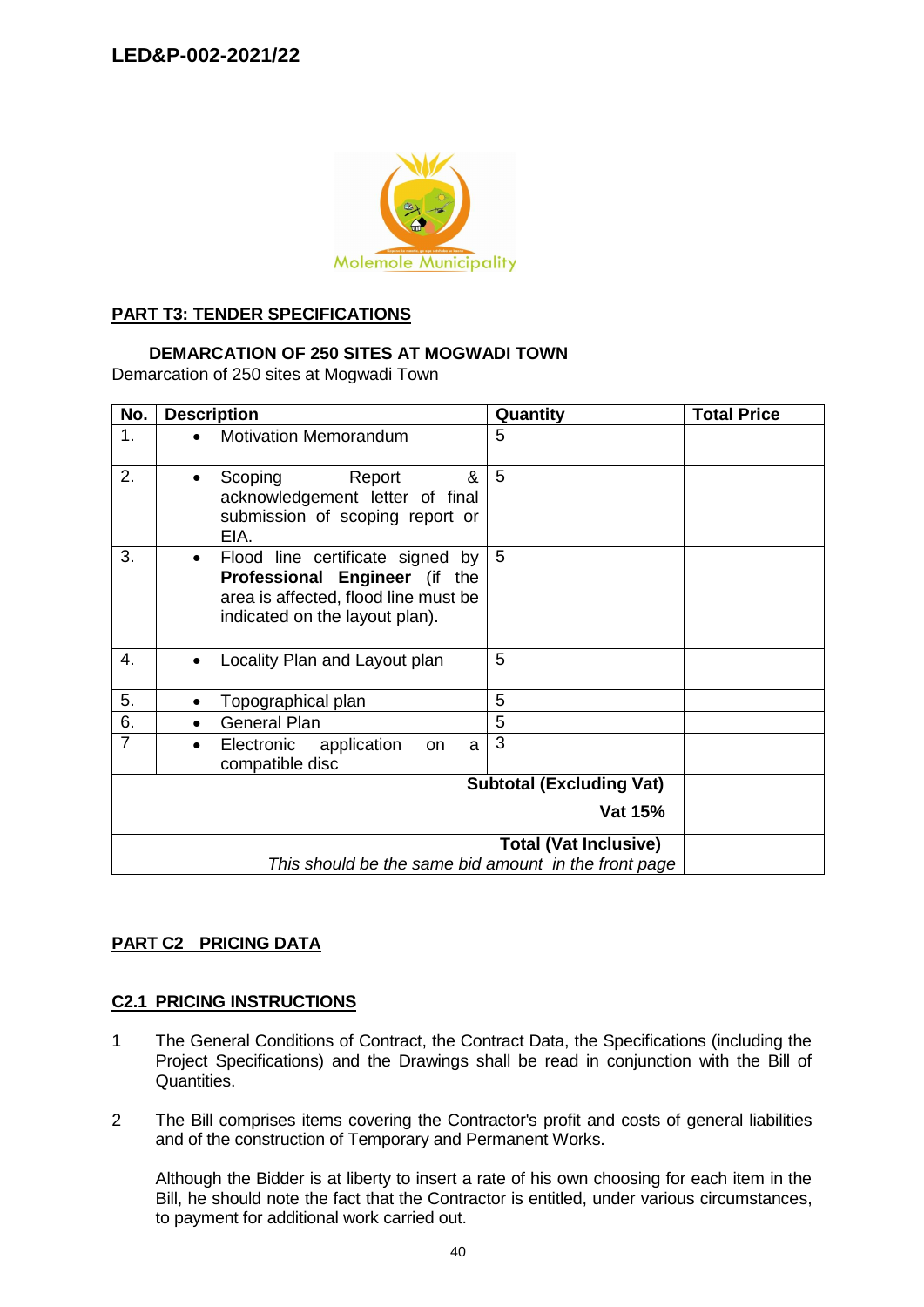## PART T3: TENDER SPECIFICATIONS

**DEMARCATION OF 250 SITES AT MOGWADI TOWN**

Demarcation of 250 sites at Mogwadi Town

| No. | Description | Quantity | Total Price |
|---|---|---|---|
| 1. | • Motivation Memorandum | 5 | |
| 2. | • Scoping Report & acknowledgement letter of final submission of scoping report or EIA. | 5 | |
| 3. | • Flood line certificate signed by **Professional Engineer** (if the area is affected, flood line must be indicated on the layout plan). | 5 | |
| 4. | • Locality Plan and Layout plan | 5 | |
| 5. | • Topographical plan | 5 | |
| 6. | • General Plan | 5 | |
| 7 | • Electronic application on a compatible disc | 3 | |
| | | **Subtotal (Excluding Vat)** | |
| | | **Vat 15%** | |
| | | **Total (Vat Inclusive)** *This should be the same bid amount in the front page* | |

## PART C2 PRICING DATA

### C2.1 PRICING INSTRUCTIONS

1. The General Conditions of Contract, the Contract Data, the Specifications (including the Project Specifications) and the Drawings shall be read in conjunction with the Bill of Quantities.

2. The Bill comprises items covering the Contractor's profit and costs of general liabilities and of the construction of Temporary and Permanent Works.

   Although the Bidder is at liberty to insert a rate of his own choosing for each item in the Bill, he should note the fact that the Contractor is entitled, under various circumstances, to payment for additional work carried out.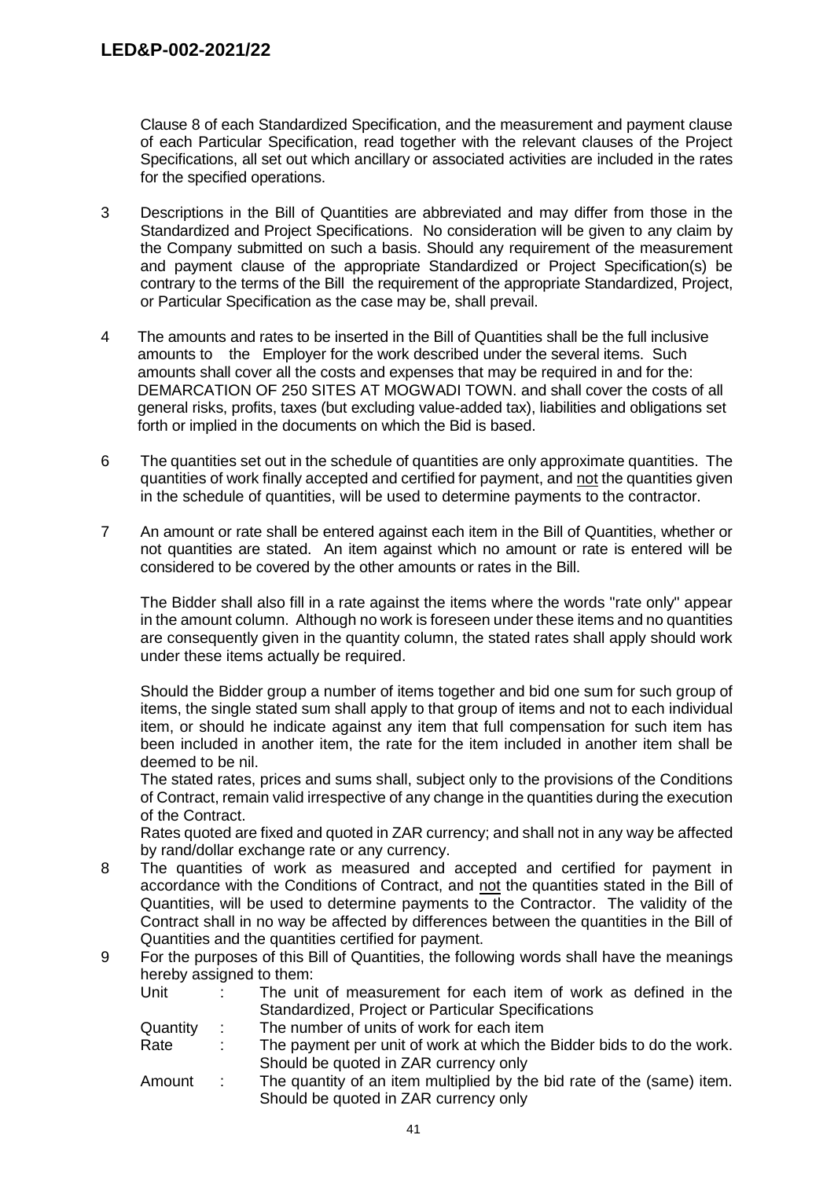Clause 8 of each Standardized Specification, and the measurement and payment clause of each Particular Specification, read together with the relevant clauses of the Project Specifications, all set out which ancillary or associated activities are included in the rates for the specified operations.

3 Descriptions in the Bill of Quantities are abbreviated and may differ from those in the Standardized and Project Specifications. No consideration will be given to any claim by the Company submitted on such a basis. Should any requirement of the measurement and payment clause of the appropriate Standardized or Project Specification(s) be contrary to the terms of the Bill the requirement of the appropriate Standardized, Project, or Particular Specification as the case may be, shall prevail.

4 The amounts and rates to be inserted in the Bill of Quantities shall be the full inclusive amounts to the Employer for the work described under the several items. Such amounts shall cover all the costs and expenses that may be required in and for the: DEMARCATION OF 250 SITES AT MOGWADI TOWN. and shall cover the costs of all general risks, profits, taxes (but excluding value-added tax), liabilities and obligations set forth or implied in the documents on which the Bid is based.

6 The quantities set out in the schedule of quantities are only approximate quantities. The quantities of work finally accepted and certified for payment, and <u>not</u> the quantities given in the schedule of quantities, will be used to determine payments to the contractor.

7 An amount or rate shall be entered against each item in the Bill of Quantities, whether or not quantities are stated. An item against which no amount or rate is entered will be considered to be covered by the other amounts or rates in the Bill.

The Bidder shall also fill in a rate against the items where the words "rate only" appear in the amount column. Although no work is foreseen under these items and no quantities are consequently given in the quantity column, the stated rates shall apply should work under these items actually be required.

Should the Bidder group a number of items together and bid one sum for such group of items, the single stated sum shall apply to that group of items and not to each individual item, or should he indicate against any item that full compensation for such item has been included in another item, the rate for the item included in another item shall be deemed to be nil.

The stated rates, prices and sums shall, subject only to the provisions of the Conditions of Contract, remain valid irrespective of any change in the quantities during the execution of the Contract.

Rates quoted are fixed and quoted in ZAR currency; and shall not in any way be affected by rand/dollar exchange rate or any currency.

8 The quantities of work as measured and accepted and certified for payment in accordance with the Conditions of Contract, and <u>not</u> the quantities stated in the Bill of Quantities, will be used to determine payments to the Contractor. The validity of the Contract shall in no way be affected by differences between the quantities in the Bill of Quantities and the quantities certified for payment.

9 For the purposes of this Bill of Quantities, the following words shall have the meanings hereby assigned to them:

| | | |
|---|---|---|
| Unit | : | The unit of measurement for each item of work as defined in the Standardized, Project or Particular Specifications |
| Quantity | : | The number of units of work for each item |
| Rate | : | The payment per unit of work at which the Bidder bids to do the work. Should be quoted in ZAR currency only |
| Amount | : | The quantity of an item multiplied by the bid rate of the (same) item. Should be quoted in ZAR currency only |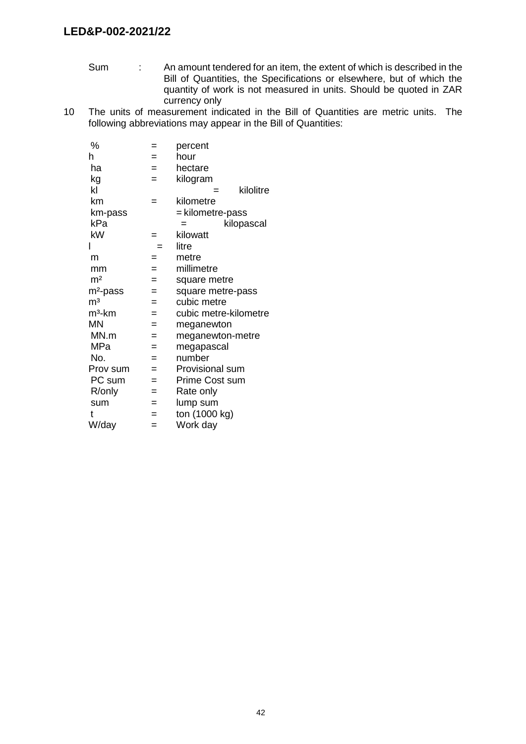Sum : An amount tendered for an item, the extent of which is described in the Bill of Quantities, the Specifications or elsewhere, but of which the quantity of work is not measured in units. Should be quoted in ZAR currency only

10 The units of measurement indicated in the Bill of Quantities are metric units. The following abbreviations may appear in the Bill of Quantities:

| | | |
|---|---|---|
| % | = | percent |
| h | = | hour |
| ha | = | hectare |
| kg | = | kilogram |
| kl | = | kilolitre |
| km | = | kilometre |
| km-pass | = | kilometre-pass |
| kPa | = | kilopascal |
| kW | = | kilowatt |
| l | = | litre |
| m | = | metre |
| mm | = | millimetre |
| m² | = | square metre |
| m²-pass | = | square metre-pass |
| m³ | = | cubic metre |
| m³-km | = | cubic metre-kilometre |
| MN | = | meganewton |
| MN.m | = | meganewton-metre |
| MPa | = | megapascal |
| No. | = | number |
| Prov sum | = | Provisional sum |
| PC sum | = | Prime Cost sum |
| R/only | = | Rate only |
| sum | = | lump sum |
| t | = | ton (1000 kg) |
| W/day | = | Work day |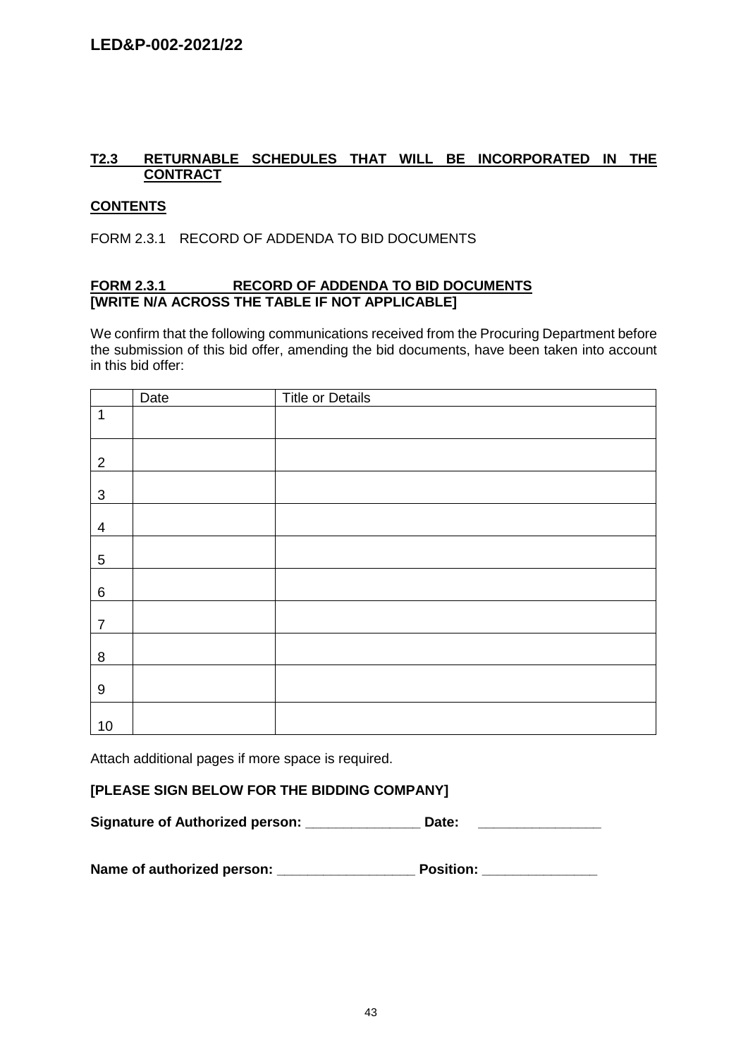## T2.3 RETURNABLE SCHEDULES THAT WILL BE INCORPORATED IN THE CONTRACT

### CONTENTS

FORM 2.3.1 RECORD OF ADDENDA TO BID DOCUMENTS

### FORM 2.3.1 RECORD OF ADDENDA TO BID DOCUMENTS
**[WRITE N/A ACROSS THE TABLE IF NOT APPLICABLE]**

We confirm that the following communications received from the Procuring Department before the submission of this bid offer, amending the bid documents, have been taken into account in this bid offer:

| | Date | Title or Details |
|---|---|---|
| 1 | | |
| 2 | | |
| 3 | | |
| 4 | | |
| 5 | | |
| 6 | | |
| 7 | | |
| 8 | | |
| 9 | | |
| 10 | | |

Attach additional pages if more space is required.

**[PLEASE SIGN BELOW FOR THE BIDDING COMPANY]**

**Signature of Authorized person: _______________ Date: ________________**

**Name of authorized person: __________________ Position: _______________**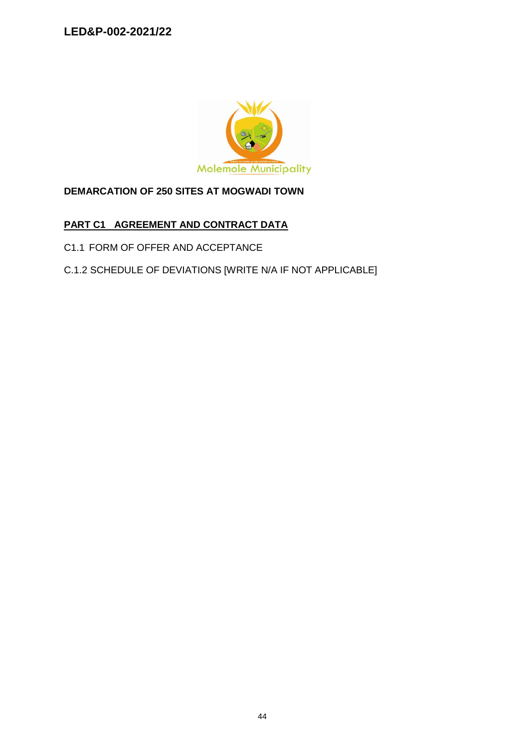**DEMARCATION OF 250 SITES AT MOGWADI TOWN**

## PART C1 AGREEMENT AND CONTRACT DATA

C1.1 FORM OF OFFER AND ACCEPTANCE

C.1.2 SCHEDULE OF DEVIATIONS [WRITE N/A IF NOT APPLICABLE]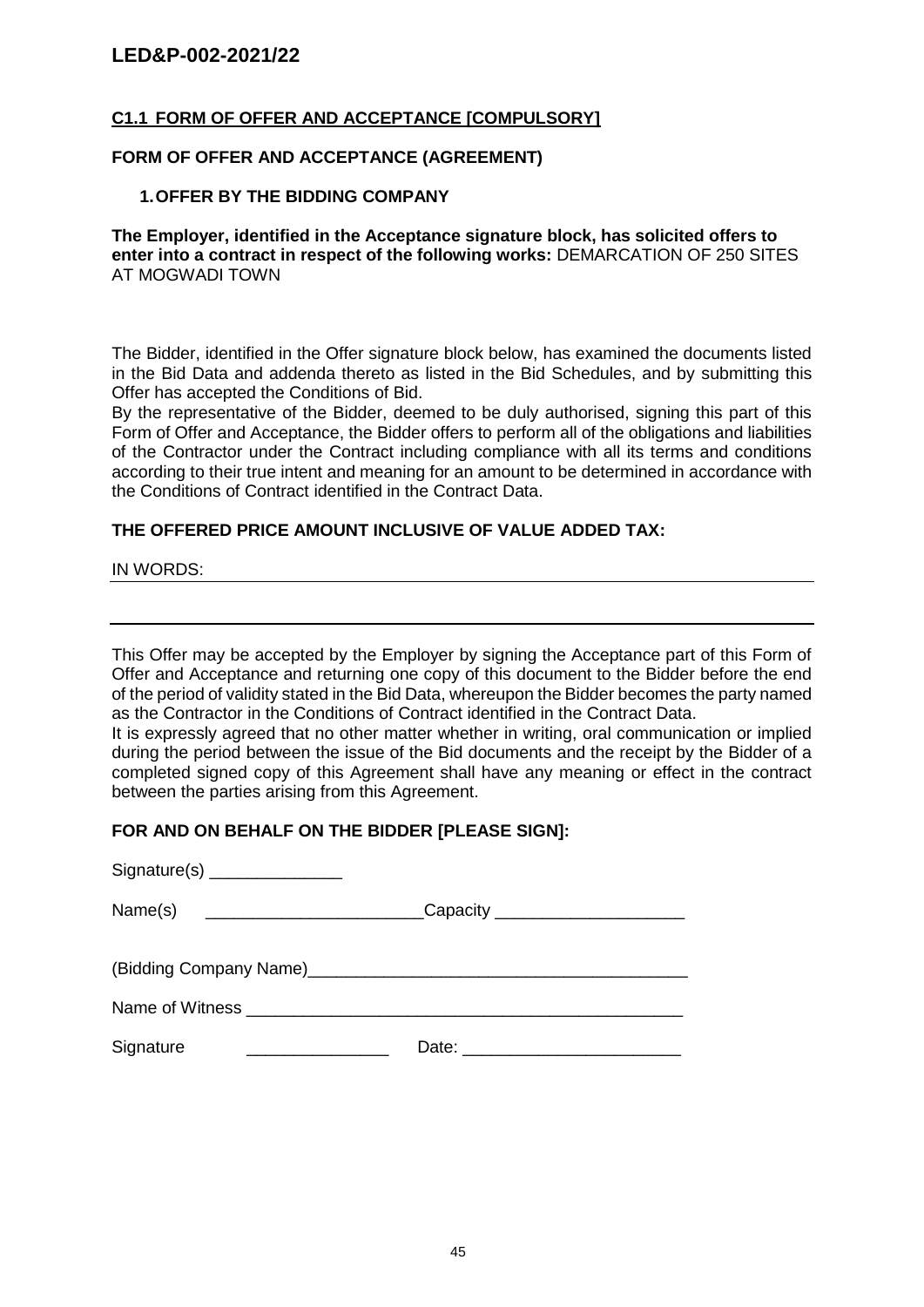## C1.1 FORM OF OFFER AND ACCEPTANCE [COMPULSORY]

### FORM OF OFFER AND ACCEPTANCE (AGREEMENT)

#### 1. OFFER BY THE BIDDING COMPANY

**The Employer, identified in the Acceptance signature block, has solicited offers to enter into a contract in respect of the following works:** DEMARCATION OF 250 SITES AT MOGWADI TOWN

The Bidder, identified in the Offer signature block below, has examined the documents listed in the Bid Data and addenda thereto as listed in the Bid Schedules, and by submitting this Offer has accepted the Conditions of Bid.

By the representative of the Bidder, deemed to be duly authorised, signing this part of this Form of Offer and Acceptance, the Bidder offers to perform all of the obligations and liabilities of the Contractor under the Contract including compliance with all its terms and conditions according to their true intent and meaning for an amount to be determined in accordance with the Conditions of Contract identified in the Contract Data.

**THE OFFERED PRICE AMOUNT INCLUSIVE OF VALUE ADDED TAX:**

IN WORDS: ________________________________________________________________

________________________________________________________________________

This Offer may be accepted by the Employer by signing the Acceptance part of this Form of Offer and Acceptance and returning one copy of this document to the Bidder before the end of the period of validity stated in the Bid Data, whereupon the Bidder becomes the party named as the Contractor in the Conditions of Contract identified in the Contract Data.

It is expressly agreed that no other matter whether in writing, oral communication or implied during the period between the issue of the Bid documents and the receipt by the Bidder of a completed signed copy of this Agreement shall have any meaning or effect in the contract between the parties arising from this Agreement.

**FOR AND ON BEHALF ON THE BIDDER [PLEASE SIGN]:**

Signature(s) ______________

Name(s) _______________________ Capacity ____________________

(Bidding Company Name)________________________________________

Name of Witness _______________________________________________

Signature _______________ Date: _______________________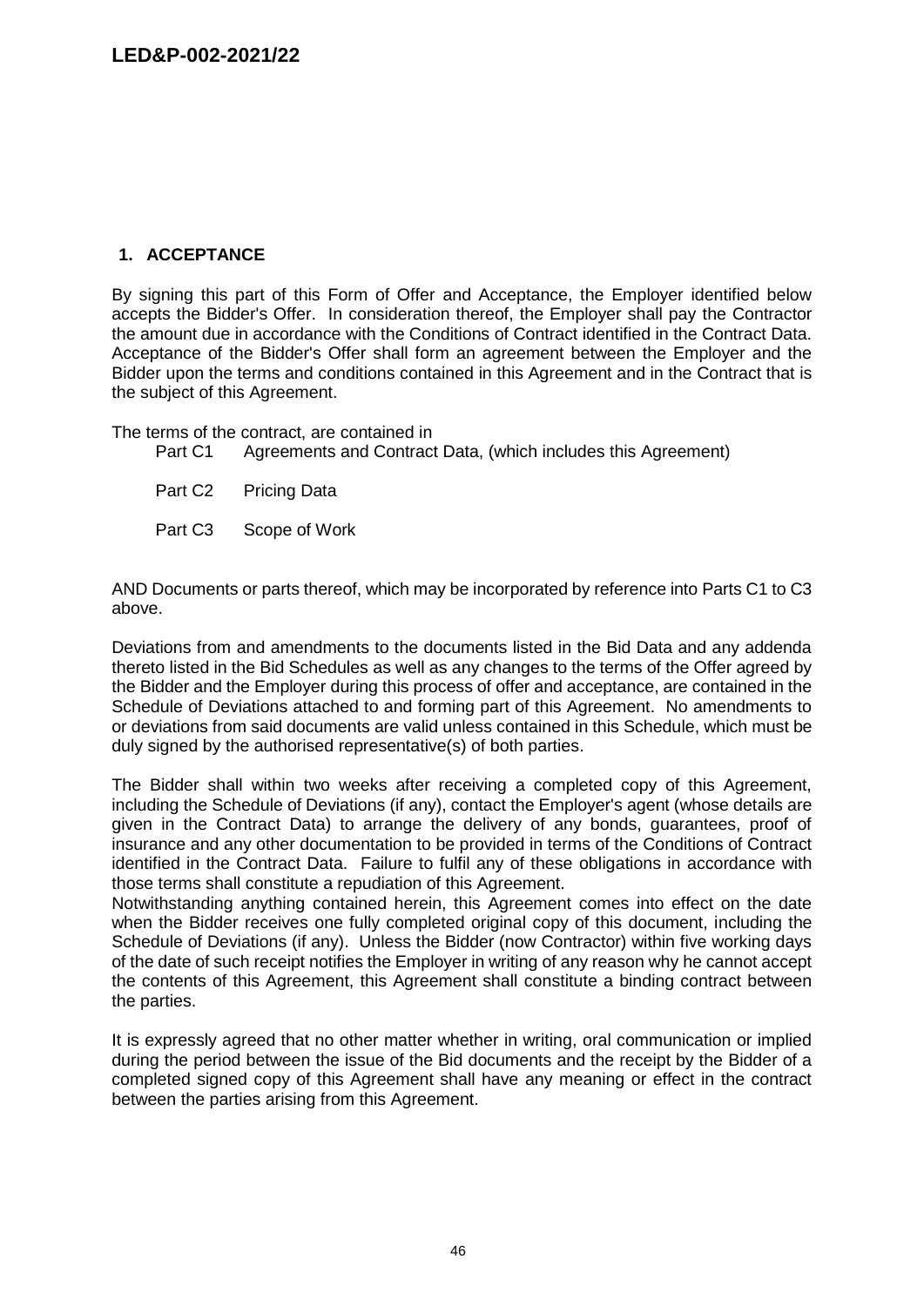## 1. ACCEPTANCE

By signing this part of this Form of Offer and Acceptance, the Employer identified below accepts the Bidder's Offer. In consideration thereof, the Employer shall pay the Contractor the amount due in accordance with the Conditions of Contract identified in the Contract Data. Acceptance of the Bidder's Offer shall form an agreement between the Employer and the Bidder upon the terms and conditions contained in this Agreement and in the Contract that is the subject of this Agreement.

The terms of the contract, are contained in

- Part C1 Agreements and Contract Data, (which includes this Agreement)
- Part C2 Pricing Data
- Part C3 Scope of Work

AND Documents or parts thereof, which may be incorporated by reference into Parts C1 to C3 above.

Deviations from and amendments to the documents listed in the Bid Data and any addenda thereto listed in the Bid Schedules as well as any changes to the terms of the Offer agreed by the Bidder and the Employer during this process of offer and acceptance, are contained in the Schedule of Deviations attached to and forming part of this Agreement. No amendments to or deviations from said documents are valid unless contained in this Schedule, which must be duly signed by the authorised representative(s) of both parties.

The Bidder shall within two weeks after receiving a completed copy of this Agreement, including the Schedule of Deviations (if any), contact the Employer's agent (whose details are given in the Contract Data) to arrange the delivery of any bonds, guarantees, proof of insurance and any other documentation to be provided in terms of the Conditions of Contract identified in the Contract Data. Failure to fulfil any of these obligations in accordance with those terms shall constitute a repudiation of this Agreement.

Notwithstanding anything contained herein, this Agreement comes into effect on the date when the Bidder receives one fully completed original copy of this document, including the Schedule of Deviations (if any). Unless the Bidder (now Contractor) within five working days of the date of such receipt notifies the Employer in writing of any reason why he cannot accept the contents of this Agreement, this Agreement shall constitute a binding contract between the parties.

It is expressly agreed that no other matter whether in writing, oral communication or implied during the period between the issue of the Bid documents and the receipt by the Bidder of a completed signed copy of this Agreement shall have any meaning or effect in the contract between the parties arising from this Agreement.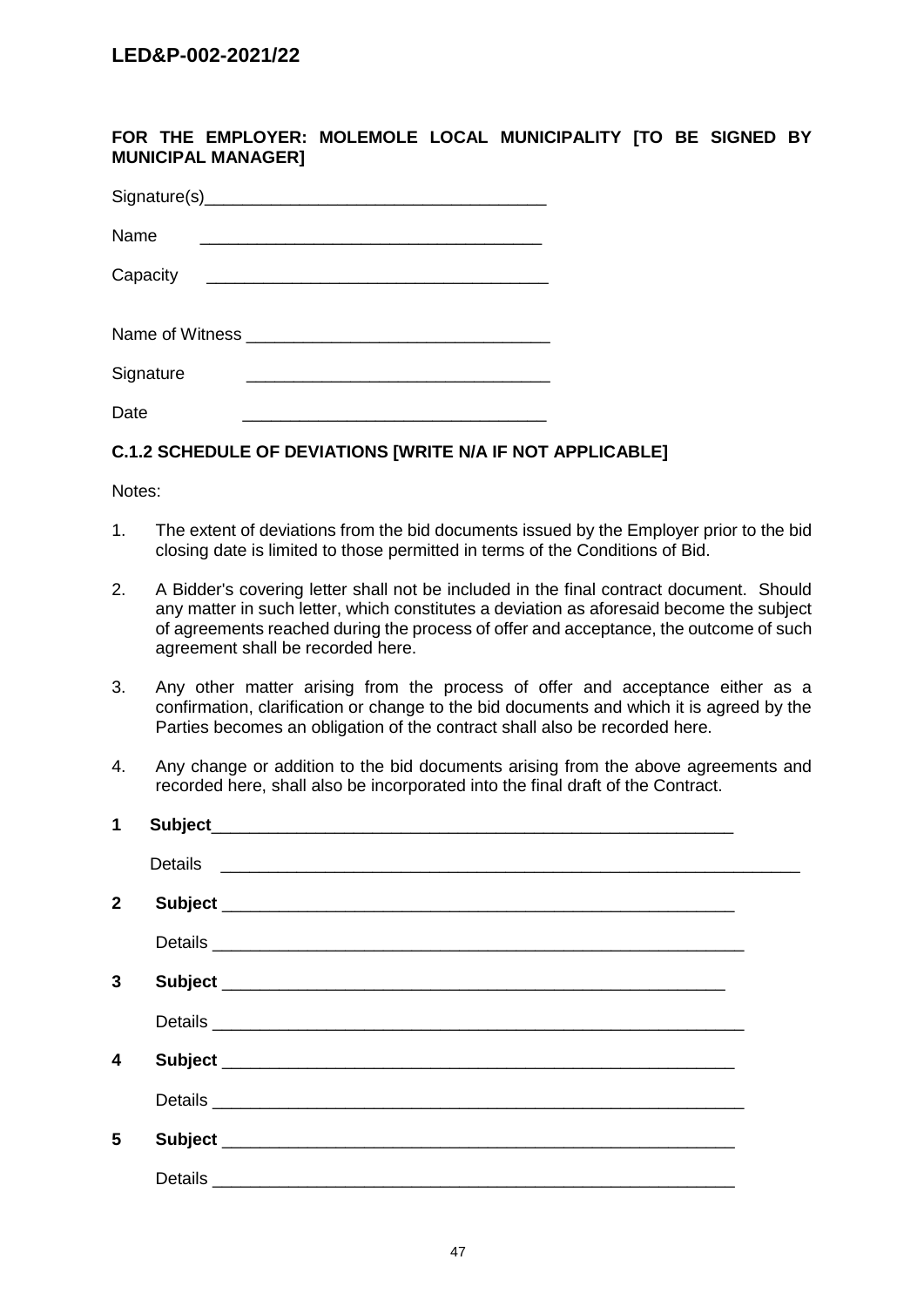**FOR THE EMPLOYER: MOLEMOLE LOCAL MUNICIPALITY [TO BE SIGNED BY MUNICIPAL MANAGER]**

Signature(s)____________________________________

Name ____________________________________

Capacity ____________________________________

Name of Witness ________________________________

Signature ________________________________

Date ________________________________

### C.1.2 SCHEDULE OF DEVIATIONS [WRITE N/A IF NOT APPLICABLE]

Notes:

1. The extent of deviations from the bid documents issued by the Employer prior to the bid closing date is limited to those permitted in terms of the Conditions of Bid.
2. A Bidder's covering letter shall not be included in the final contract document. Should any matter in such letter, which constitutes a deviation as aforesaid become the subject of agreements reached during the process of offer and acceptance, the outcome of such agreement shall be recorded here.
3. Any other matter arising from the process of offer and acceptance either as a confirmation, clarification or change to the bid documents and which it is agreed by the Parties becomes an obligation of the contract shall also be recorded here.
4. Any change or addition to the bid documents arising from the above agreements and recorded here, shall also be incorporated into the final draft of the Contract.

**1 Subject**________________________________________________________

Details ________________________________________________________________

**2 Subject** ______________________________________________________

Details ________________________________________________________

**3 Subject** ______________________________________________________

Details ________________________________________________________

**4 Subject** ______________________________________________________

Details ________________________________________________________

**5 Subject** ______________________________________________________

Details ________________________________________________________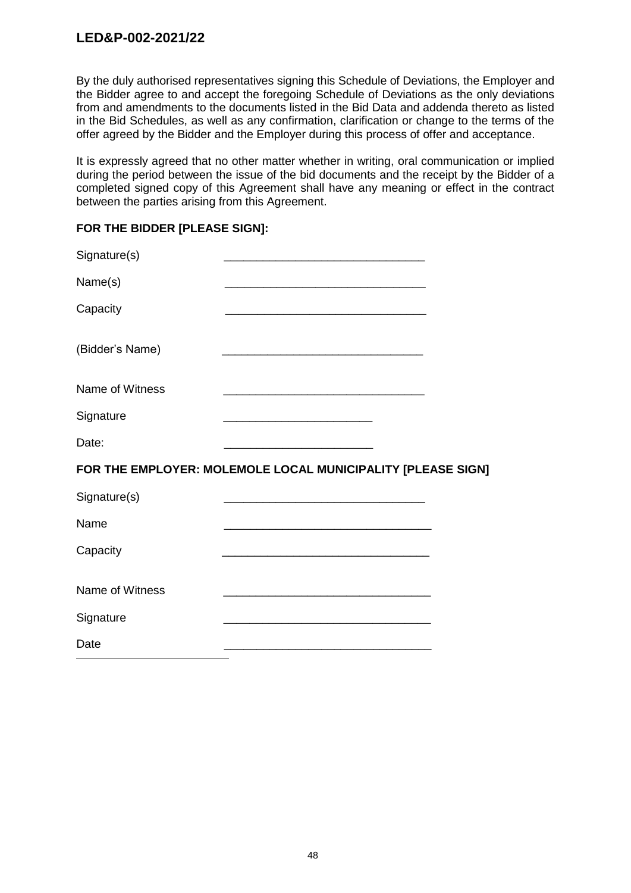By the duly authorised representatives signing this Schedule of Deviations, the Employer and the Bidder agree to and accept the foregoing Schedule of Deviations as the only deviations from and amendments to the documents listed in the Bid Data and addenda thereto as listed in the Bid Schedules, as well as any confirmation, clarification or change to the terms of the offer agreed by the Bidder and the Employer during this process of offer and acceptance.

It is expressly agreed that no other matter whether in writing, oral communication or implied during the period between the issue of the bid documents and the receipt by the Bidder of a completed signed copy of this Agreement shall have any meaning or effect in the contract between the parties arising from this Agreement.

**FOR THE BIDDER [PLEASE SIGN]:**

Signature(s) ______________________________

Name(s) ______________________________

Capacity ______________________________

(Bidder's Name) ______________________________

Name of Witness ______________________________

Signature ______________________

Date: ______________________

**FOR THE EMPLOYER: MOLEMOLE LOCAL MUNICIPALITY [PLEASE SIGN]**

Signature(s) ______________________________

Name ______________________________

Capacity ______________________________

Name of Witness ______________________________

Signature ______________________________

Date ______________________________